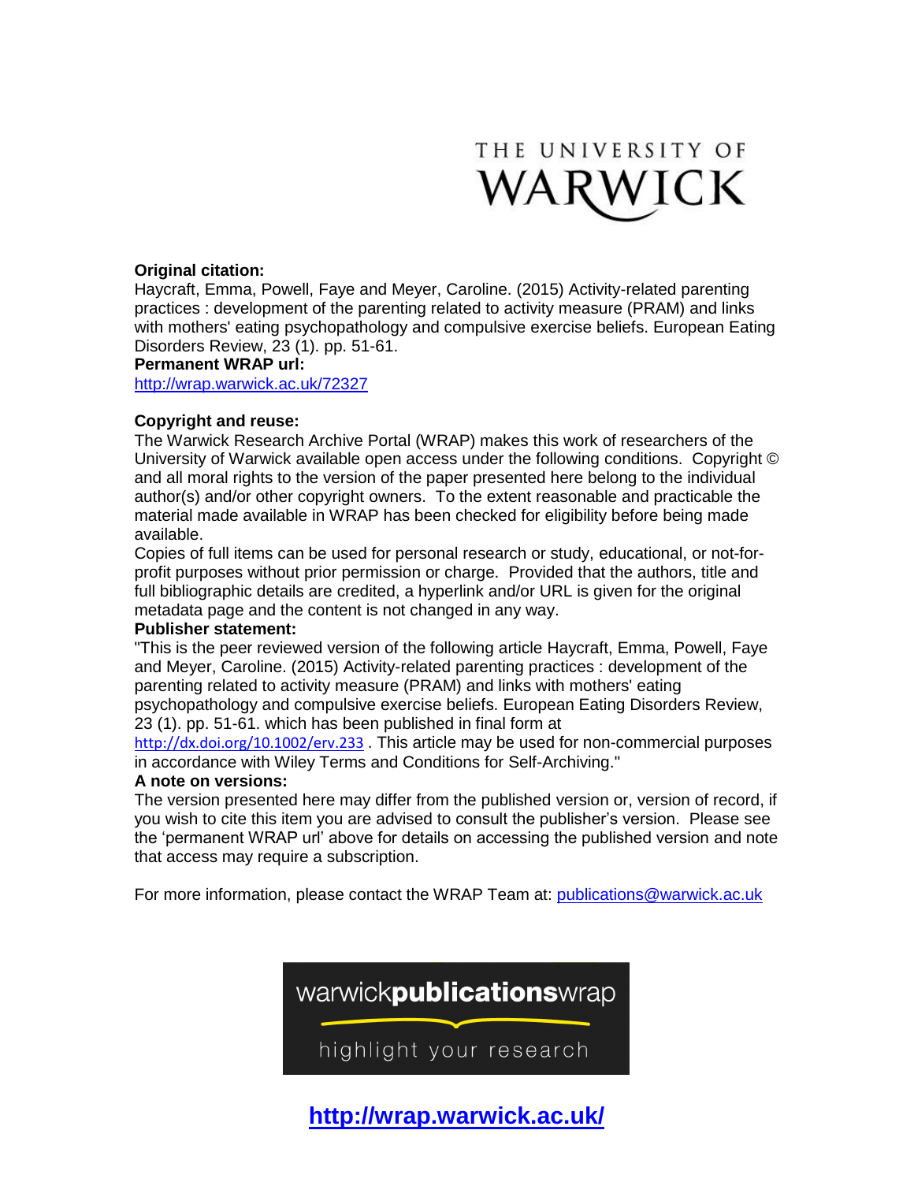THE UNIVERSITY OF WARWICK

**Original citation:**
Haycraft, Emma, Powell, Faye and Meyer, Caroline. (2015) Activity-related parenting practices : development of the parenting related to activity measure (PRAM) and links with mothers' eating psychopathology and compulsive exercise beliefs. European Eating Disorders Review, 23 (1). pp. 51-61.

**Permanent WRAP url:**
http://wrap.warwick.ac.uk/72327

**Copyright and reuse:**
The Warwick Research Archive Portal (WRAP) makes this work of researchers of the University of Warwick available open access under the following conditions. Copyright © and all moral rights to the version of the paper presented here belong to the individual author(s) and/or other copyright owners. To the extent reasonable and practicable the material made available in WRAP has been checked for eligibility before being made available.

Copies of full items can be used for personal research or study, educational, or not-for-profit purposes without prior permission or charge. Provided that the authors, title and full bibliographic details are credited, a hyperlink and/or URL is given for the original metadata page and the content is not changed in any way.

**Publisher statement:**
"This is the peer reviewed version of the following article Haycraft, Emma, Powell, Faye and Meyer, Caroline. (2015) Activity-related parenting practices : development of the parenting related to activity measure (PRAM) and links with mothers' eating psychopathology and compulsive exercise beliefs. European Eating Disorders Review, 23 (1). pp. 51-61. which has been published in final form at http://dx.doi.org/10.1002/erv.233 . This article may be used for non-commercial purposes in accordance with Wiley Terms and Conditions for Self-Archiving."

**A note on versions:**
The version presented here may differ from the published version or, version of record, if you wish to cite this item you are advised to consult the publisher's version. Please see the 'permanent WRAP url' above for details on accessing the published version and note that access may require a subscription.

For more information, please contact the WRAP Team at: publications@warwick.ac.uk

warwick**publications**wrap

highlight your research

**http://wrap.warwick.ac.uk/**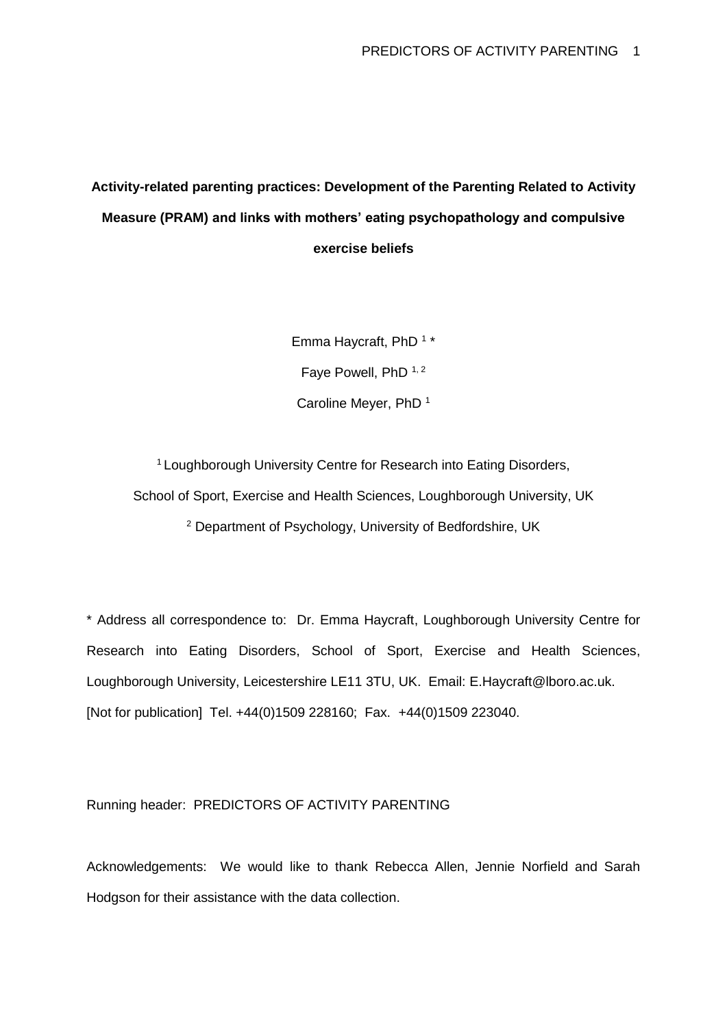**Activity-related parenting practices: Development of the Parenting Related to Activity Measure (PRAM) and links with mothers' eating psychopathology and compulsive exercise beliefs**

Emma Haycraft, PhD [1] *

Faye Powell, PhD [1, 2]

Caroline Meyer, PhD [1]

[1] Loughborough University Centre for Research into Eating Disorders,

School of Sport, Exercise and Health Sciences, Loughborough University, UK

[2] Department of Psychology, University of Bedfordshire, UK

* Address all correspondence to: Dr. Emma Haycraft, Loughborough University Centre for Research into Eating Disorders, School of Sport, Exercise and Health Sciences, Loughborough University, Leicestershire LE11 3TU, UK. Email: E.Haycraft@lboro.ac.uk. [Not for publication] Tel. +44(0)1509 228160; Fax. +44(0)1509 223040.

Running header: PREDICTORS OF ACTIVITY PARENTING

Acknowledgements: We would like to thank Rebecca Allen, Jennie Norfield and Sarah Hodgson for their assistance with the data collection.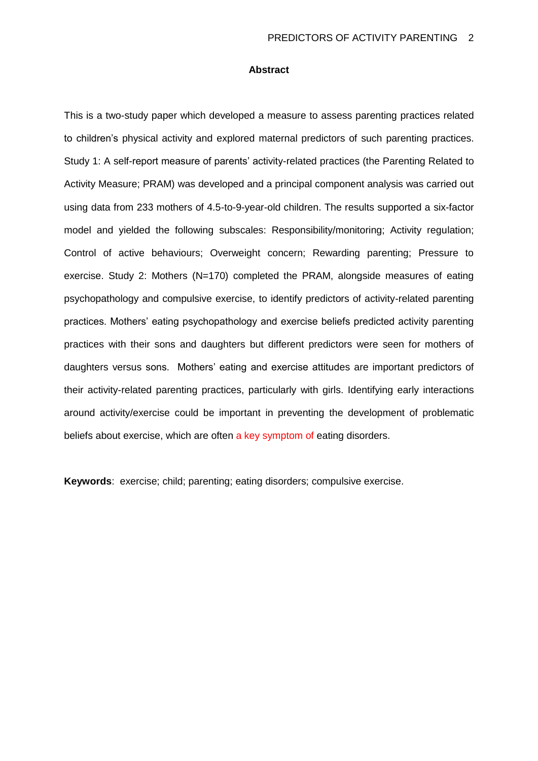## Abstract

This is a two-study paper which developed a measure to assess parenting practices related to children's physical activity and explored maternal predictors of such parenting practices. Study 1: A self-report measure of parents' activity-related practices (the Parenting Related to Activity Measure; PRAM) was developed and a principal component analysis was carried out using data from 233 mothers of 4.5-to-9-year-old children. The results supported a six-factor model and yielded the following subscales: Responsibility/monitoring; Activity regulation; Control of active behaviours; Overweight concern; Rewarding parenting; Pressure to exercise. Study 2: Mothers (N=170) completed the PRAM, alongside measures of eating psychopathology and compulsive exercise, to identify predictors of activity-related parenting practices. Mothers' eating psychopathology and exercise beliefs predicted activity parenting practices with their sons and daughters but different predictors were seen for mothers of daughters versus sons. Mothers' eating and exercise attitudes are important predictors of their activity-related parenting practices, particularly with girls. Identifying early interactions around activity/exercise could be important in preventing the development of problematic beliefs about exercise, which are often a key symptom of eating disorders.

**Keywords**: exercise; child; parenting; eating disorders; compulsive exercise.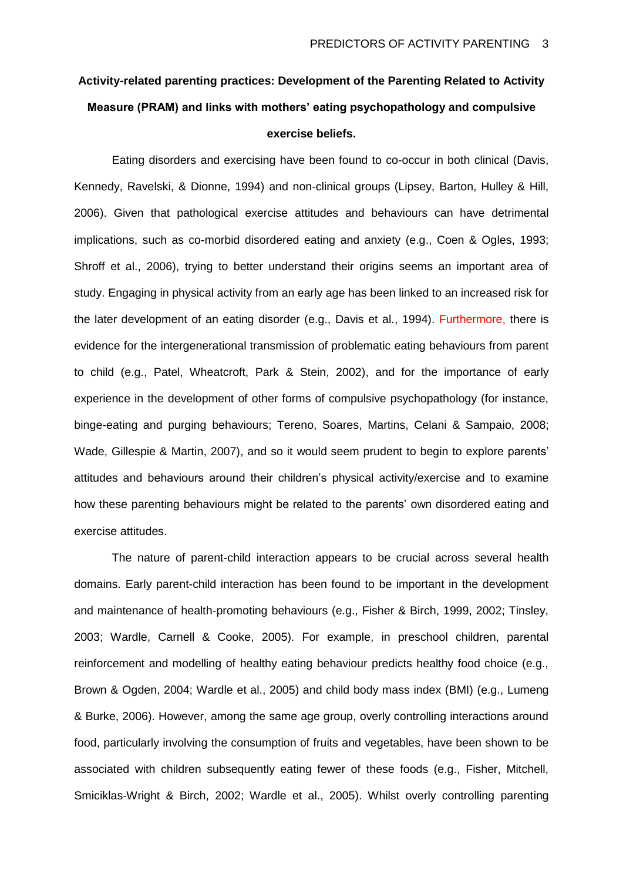**Activity-related parenting practices: Development of the Parenting Related to Activity Measure (PRAM) and links with mothers' eating psychopathology and compulsive exercise beliefs.**

Eating disorders and exercising have been found to co-occur in both clinical (Davis, Kennedy, Ravelski, & Dionne, 1994) and non-clinical groups (Lipsey, Barton, Hulley & Hill, 2006). Given that pathological exercise attitudes and behaviours can have detrimental implications, such as co-morbid disordered eating and anxiety (e.g., Coen & Ogles, 1993; Shroff et al., 2006), trying to better understand their origins seems an important area of study. Engaging in physical activity from an early age has been linked to an increased risk for the later development of an eating disorder (e.g., Davis et al., 1994). Furthermore, there is evidence for the intergenerational transmission of problematic eating behaviours from parent to child (e.g., Patel, Wheatcroft, Park & Stein, 2002), and for the importance of early experience in the development of other forms of compulsive psychopathology (for instance, binge-eating and purging behaviours; Tereno, Soares, Martins, Celani & Sampaio, 2008; Wade, Gillespie & Martin, 2007), and so it would seem prudent to begin to explore parents' attitudes and behaviours around their children's physical activity/exercise and to examine how these parenting behaviours might be related to the parents' own disordered eating and exercise attitudes.

The nature of parent-child interaction appears to be crucial across several health domains. Early parent-child interaction has been found to be important in the development and maintenance of health-promoting behaviours (e.g., Fisher & Birch, 1999, 2002; Tinsley, 2003; Wardle, Carnell & Cooke, 2005). For example, in preschool children, parental reinforcement and modelling of healthy eating behaviour predicts healthy food choice (e.g., Brown & Ogden, 2004; Wardle et al., 2005) and child body mass index (BMI) (e.g., Lumeng & Burke, 2006). However, among the same age group, overly controlling interactions around food, particularly involving the consumption of fruits and vegetables, have been shown to be associated with children subsequently eating fewer of these foods (e.g., Fisher, Mitchell, Smiciklas-Wright & Birch, 2002; Wardle et al., 2005). Whilst overly controlling parenting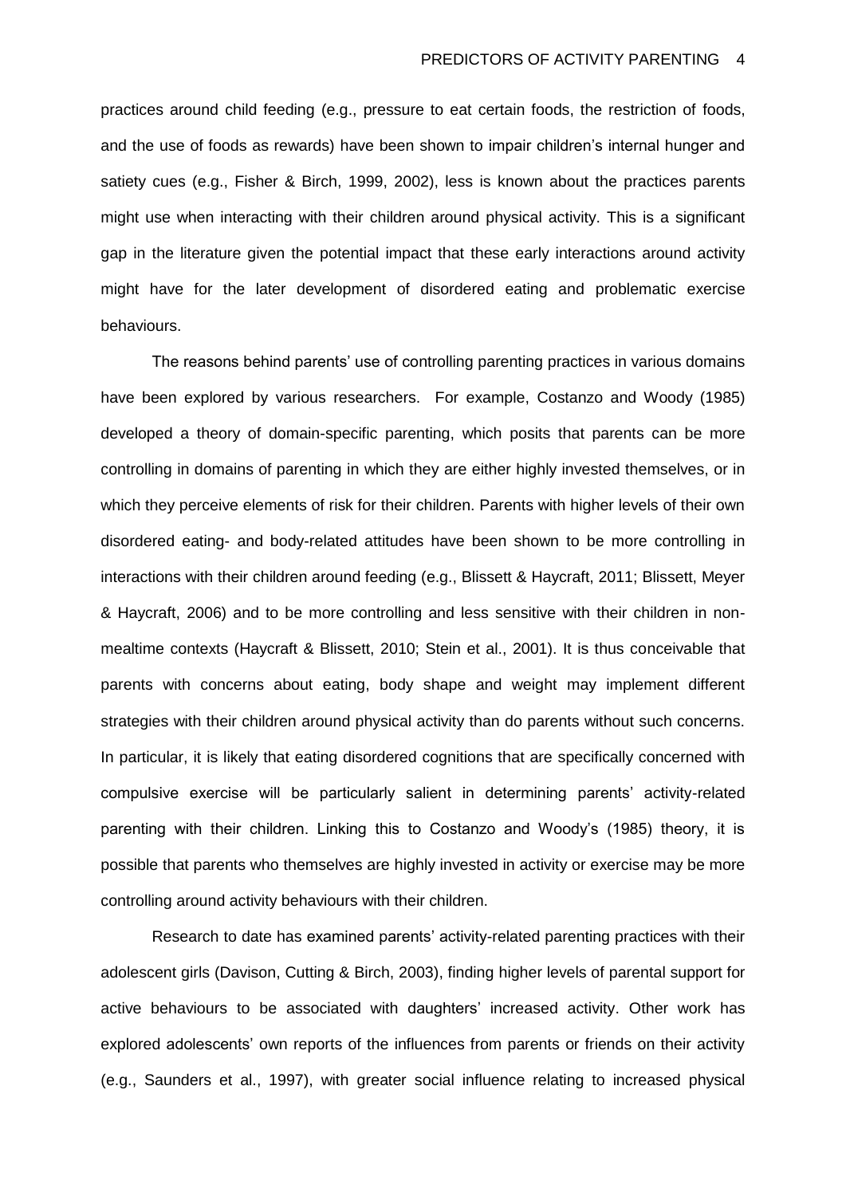practices around child feeding (e.g., pressure to eat certain foods, the restriction of foods, and the use of foods as rewards) have been shown to impair children's internal hunger and satiety cues (e.g., Fisher & Birch, 1999, 2002), less is known about the practices parents might use when interacting with their children around physical activity. This is a significant gap in the literature given the potential impact that these early interactions around activity might have for the later development of disordered eating and problematic exercise behaviours.

The reasons behind parents' use of controlling parenting practices in various domains have been explored by various researchers. For example, Costanzo and Woody (1985) developed a theory of domain-specific parenting, which posits that parents can be more controlling in domains of parenting in which they are either highly invested themselves, or in which they perceive elements of risk for their children. Parents with higher levels of their own disordered eating- and body-related attitudes have been shown to be more controlling in interactions with their children around feeding (e.g., Blissett & Haycraft, 2011; Blissett, Meyer & Haycraft, 2006) and to be more controlling and less sensitive with their children in non-mealtime contexts (Haycraft & Blissett, 2010; Stein et al., 2001). It is thus conceivable that parents with concerns about eating, body shape and weight may implement different strategies with their children around physical activity than do parents without such concerns. In particular, it is likely that eating disordered cognitions that are specifically concerned with compulsive exercise will be particularly salient in determining parents' activity-related parenting with their children. Linking this to Costanzo and Woody's (1985) theory, it is possible that parents who themselves are highly invested in activity or exercise may be more controlling around activity behaviours with their children.

Research to date has examined parents' activity-related parenting practices with their adolescent girls (Davison, Cutting & Birch, 2003), finding higher levels of parental support for active behaviours to be associated with daughters' increased activity. Other work has explored adolescents' own reports of the influences from parents or friends on their activity (e.g., Saunders et al., 1997), with greater social influence relating to increased physical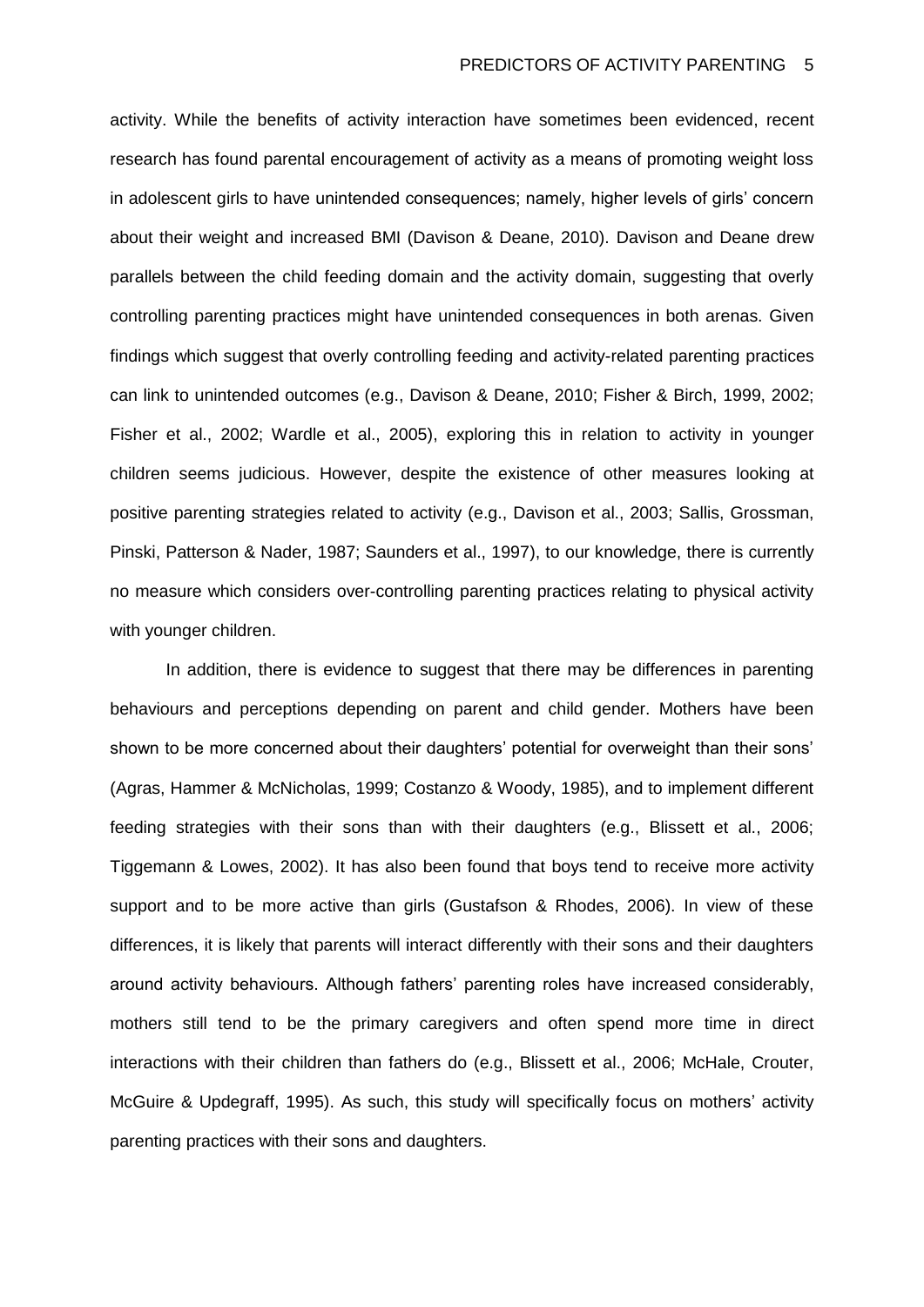activity. While the benefits of activity interaction have sometimes been evidenced, recent research has found parental encouragement of activity as a means of promoting weight loss in adolescent girls to have unintended consequences; namely, higher levels of girls' concern about their weight and increased BMI (Davison & Deane, 2010). Davison and Deane drew parallels between the child feeding domain and the activity domain, suggesting that overly controlling parenting practices might have unintended consequences in both arenas. Given findings which suggest that overly controlling feeding and activity-related parenting practices can link to unintended outcomes (e.g., Davison & Deane, 2010; Fisher & Birch, 1999, 2002; Fisher et al., 2002; Wardle et al., 2005), exploring this in relation to activity in younger children seems judicious. However, despite the existence of other measures looking at positive parenting strategies related to activity (e.g., Davison et al., 2003; Sallis, Grossman, Pinski, Patterson & Nader, 1987; Saunders et al., 1997), to our knowledge, there is currently no measure which considers over-controlling parenting practices relating to physical activity with younger children.

In addition, there is evidence to suggest that there may be differences in parenting behaviours and perceptions depending on parent and child gender. Mothers have been shown to be more concerned about their daughters' potential for overweight than their sons' (Agras, Hammer & McNicholas, 1999; Costanzo & Woody, 1985), and to implement different feeding strategies with their sons than with their daughters (e.g., Blissett et al., 2006; Tiggemann & Lowes, 2002). It has also been found that boys tend to receive more activity support and to be more active than girls (Gustafson & Rhodes, 2006). In view of these differences, it is likely that parents will interact differently with their sons and their daughters around activity behaviours. Although fathers' parenting roles have increased considerably, mothers still tend to be the primary caregivers and often spend more time in direct interactions with their children than fathers do (e.g., Blissett et al., 2006; McHale, Crouter, McGuire & Updegraff, 1995). As such, this study will specifically focus on mothers' activity parenting practices with their sons and daughters.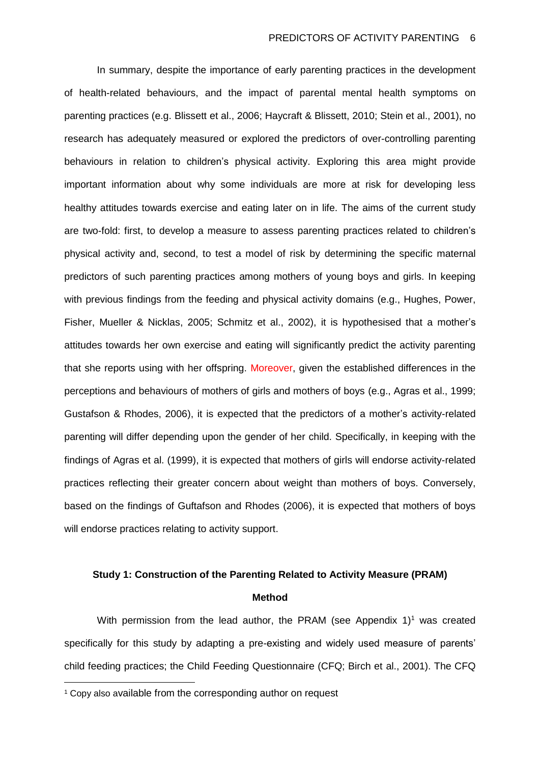In summary, despite the importance of early parenting practices in the development of health-related behaviours, and the impact of parental mental health symptoms on parenting practices (e.g. Blissett et al., 2006; Haycraft & Blissett, 2010; Stein et al., 2001), no research has adequately measured or explored the predictors of over-controlling parenting behaviours in relation to children's physical activity. Exploring this area might provide important information about why some individuals are more at risk for developing less healthy attitudes towards exercise and eating later on in life. The aims of the current study are two-fold: first, to develop a measure to assess parenting practices related to children's physical activity and, second, to test a model of risk by determining the specific maternal predictors of such parenting practices among mothers of young boys and girls. In keeping with previous findings from the feeding and physical activity domains (e.g., Hughes, Power, Fisher, Mueller & Nicklas, 2005; Schmitz et al., 2002), it is hypothesised that a mother's attitudes towards her own exercise and eating will significantly predict the activity parenting that she reports using with her offspring. Moreover, given the established differences in the perceptions and behaviours of mothers of girls and mothers of boys (e.g., Agras et al., 1999; Gustafson & Rhodes, 2006), it is expected that the predictors of a mother's activity-related parenting will differ depending upon the gender of her child. Specifically, in keeping with the findings of Agras et al. (1999), it is expected that mothers of girls will endorse activity-related practices reflecting their greater concern about weight than mothers of boys. Conversely, based on the findings of Guftafson and Rhodes (2006), it is expected that mothers of boys will endorse practices relating to activity support.

## Study 1: Construction of the Parenting Related to Activity Measure (PRAM)

### Method

With permission from the lead author, the PRAM (see Appendix 1)[1] was created specifically for this study by adapting a pre-existing and widely used measure of parents' child feeding practices; the Child Feeding Questionnaire (CFQ; Birch et al., 2001). The CFQ

[1] Copy also available from the corresponding author on request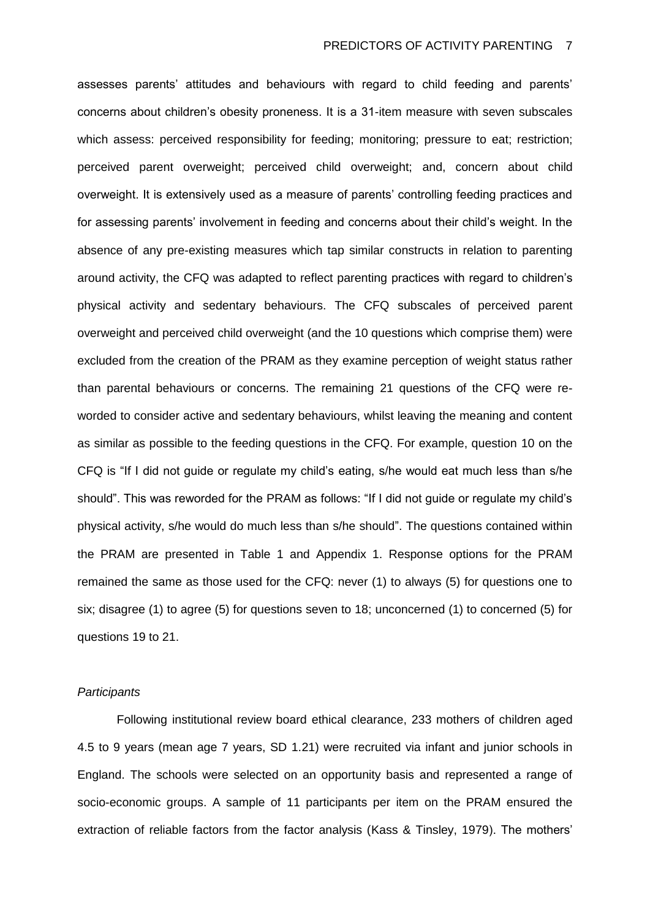assesses parents' attitudes and behaviours with regard to child feeding and parents' concerns about children's obesity proneness. It is a 31-item measure with seven subscales which assess: perceived responsibility for feeding; monitoring; pressure to eat; restriction; perceived parent overweight; perceived child overweight; and, concern about child overweight. It is extensively used as a measure of parents' controlling feeding practices and for assessing parents' involvement in feeding and concerns about their child's weight. In the absence of any pre-existing measures which tap similar constructs in relation to parenting around activity, the CFQ was adapted to reflect parenting practices with regard to children's physical activity and sedentary behaviours. The CFQ subscales of perceived parent overweight and perceived child overweight (and the 10 questions which comprise them) were excluded from the creation of the PRAM as they examine perception of weight status rather than parental behaviours or concerns. The remaining 21 questions of the CFQ were re-worded to consider active and sedentary behaviours, whilst leaving the meaning and content as similar as possible to the feeding questions in the CFQ. For example, question 10 on the CFQ is "If I did not guide or regulate my child's eating, s/he would eat much less than s/he should". This was reworded for the PRAM as follows: "If I did not guide or regulate my child's physical activity, s/he would do much less than s/he should". The questions contained within the PRAM are presented in Table 1 and Appendix 1. Response options for the PRAM remained the same as those used for the CFQ: never (1) to always (5) for questions one to six; disagree (1) to agree (5) for questions seven to 18; unconcerned (1) to concerned (5) for questions 19 to 21.

### *Participants*

Following institutional review board ethical clearance, 233 mothers of children aged 4.5 to 9 years (mean age 7 years, SD 1.21) were recruited via infant and junior schools in England. The schools were selected on an opportunity basis and represented a range of socio-economic groups. A sample of 11 participants per item on the PRAM ensured the extraction of reliable factors from the factor analysis (Kass & Tinsley, 1979). The mothers'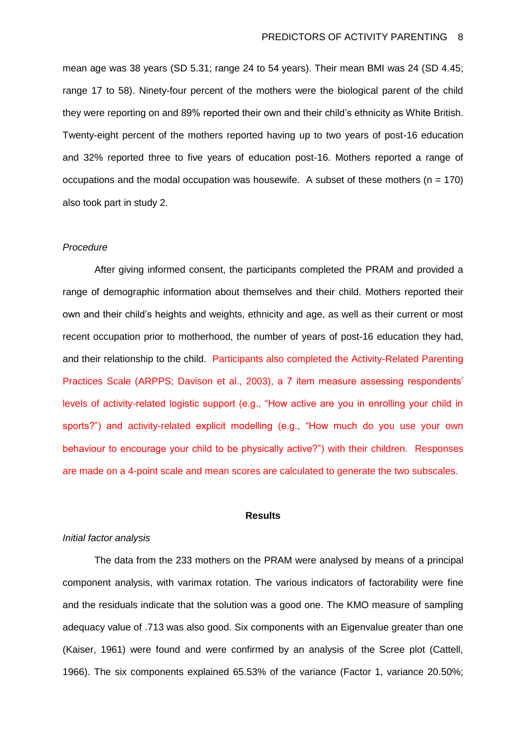mean age was 38 years (SD 5.31; range 24 to 54 years). Their mean BMI was 24 (SD 4.45; range 17 to 58). Ninety-four percent of the mothers were the biological parent of the child they were reporting on and 89% reported their own and their child's ethnicity as White British. Twenty-eight percent of the mothers reported having up to two years of post-16 education and 32% reported three to five years of education post-16. Mothers reported a range of occupations and the modal occupation was housewife. A subset of these mothers (n = 170) also took part in study 2.

*Procedure*

After giving informed consent, the participants completed the PRAM and provided a range of demographic information about themselves and their child. Mothers reported their own and their child's heights and weights, ethnicity and age, as well as their current or most recent occupation prior to motherhood, the number of years of post-16 education they had, and their relationship to the child. Participants also completed the Activity-Related Parenting Practices Scale (ARPPS; Davison et al., 2003), a 7 item measure assessing respondents' levels of activity-related logistic support (e.g., "How active are you in enrolling your child in sports?") and activity-related explicit modelling (e.g., "How much do you use your own behaviour to encourage your child to be physically active?") with their children. Responses are made on a 4-point scale and mean scores are calculated to generate the two subscales.

## Results

*Initial factor analysis*

The data from the 233 mothers on the PRAM were analysed by means of a principal component analysis, with varimax rotation. The various indicators of factorability were fine and the residuals indicate that the solution was a good one. The KMO measure of sampling adequacy value of .713 was also good. Six components with an Eigenvalue greater than one (Kaiser, 1961) were found and were confirmed by an analysis of the Scree plot (Cattell, 1966). The six components explained 65.53% of the variance (Factor 1, variance 20.50%;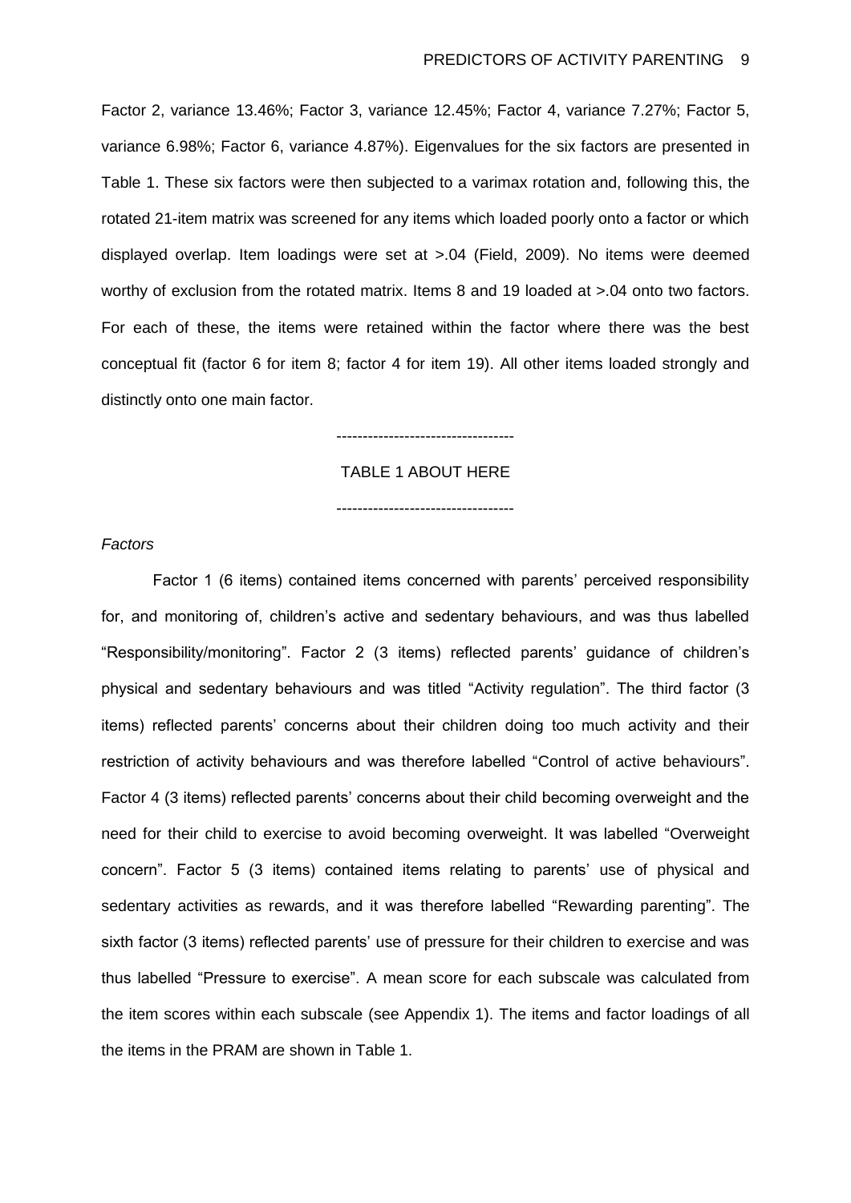Factor 2, variance 13.46%; Factor 3, variance 12.45%; Factor 4, variance 7.27%; Factor 5, variance 6.98%; Factor 6, variance 4.87%). Eigenvalues for the six factors are presented in Table 1. These six factors were then subjected to a varimax rotation and, following this, the rotated 21-item matrix was screened for any items which loaded poorly onto a factor or which displayed overlap. Item loadings were set at >.04 (Field, 2009). No items were deemed worthy of exclusion from the rotated matrix. Items 8 and 19 loaded at >.04 onto two factors. For each of these, the items were retained within the factor where there was the best conceptual fit (factor 6 for item 8; factor 4 for item 19). All other items loaded strongly and distinctly onto one main factor.

----------------------------------

TABLE 1 ABOUT HERE

----------------------------------

*Factors*

Factor 1 (6 items) contained items concerned with parents' perceived responsibility for, and monitoring of, children's active and sedentary behaviours, and was thus labelled "Responsibility/monitoring". Factor 2 (3 items) reflected parents' guidance of children's physical and sedentary behaviours and was titled "Activity regulation". The third factor (3 items) reflected parents' concerns about their children doing too much activity and their restriction of activity behaviours and was therefore labelled "Control of active behaviours". Factor 4 (3 items) reflected parents' concerns about their child becoming overweight and the need for their child to exercise to avoid becoming overweight. It was labelled "Overweight concern". Factor 5 (3 items) contained items relating to parents' use of physical and sedentary activities as rewards, and it was therefore labelled "Rewarding parenting". The sixth factor (3 items) reflected parents' use of pressure for their children to exercise and was thus labelled "Pressure to exercise". A mean score for each subscale was calculated from the item scores within each subscale (see Appendix 1). The items and factor loadings of all the items in the PRAM are shown in Table 1.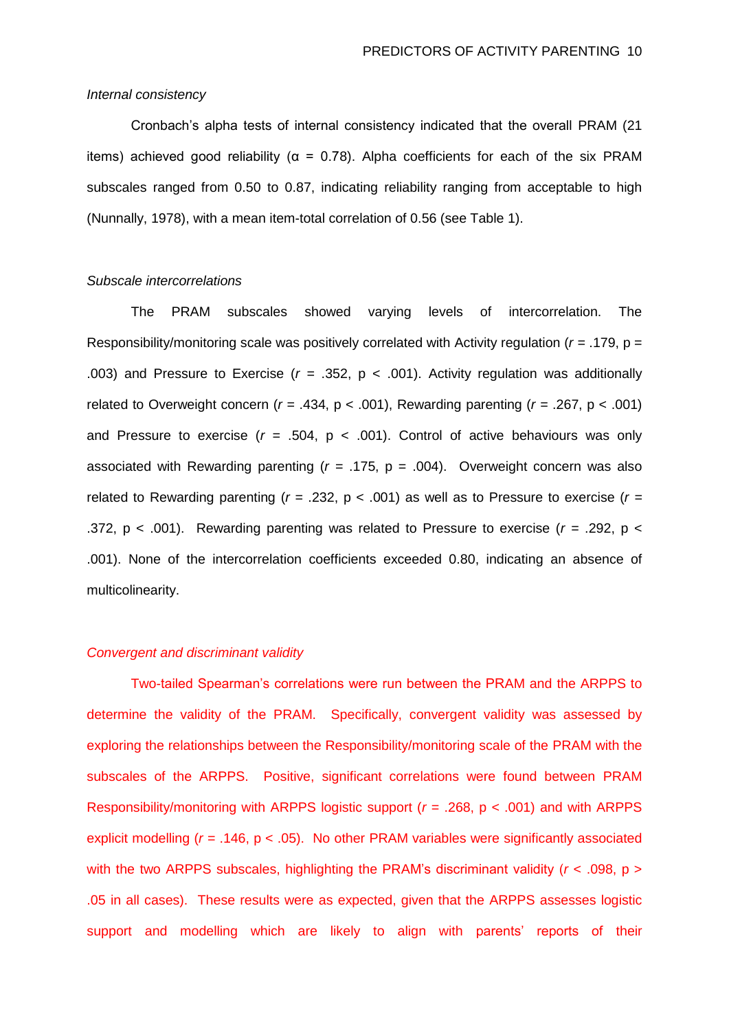*Internal consistency*

Cronbach's alpha tests of internal consistency indicated that the overall PRAM (21 items) achieved good reliability (α = 0.78). Alpha coefficients for each of the six PRAM subscales ranged from 0.50 to 0.87, indicating reliability ranging from acceptable to high (Nunnally, 1978), with a mean item-total correlation of 0.56 (see Table 1).

*Subscale intercorrelations*

The PRAM subscales showed varying levels of intercorrelation. The Responsibility/monitoring scale was positively correlated with Activity regulation ($r$ = .179, p = .003) and Pressure to Exercise ($r$ = .352, p < .001). Activity regulation was additionally related to Overweight concern ($r$ = .434, p < .001), Rewarding parenting ($r$ = .267, p < .001) and Pressure to exercise ($r$ = .504, p < .001). Control of active behaviours was only associated with Rewarding parenting ($r$ = .175, p = .004). Overweight concern was also related to Rewarding parenting ($r$ = .232, p < .001) as well as to Pressure to exercise ($r$ = .372, p < .001). Rewarding parenting was related to Pressure to exercise ($r$ = .292, p < .001). None of the intercorrelation coefficients exceeded 0.80, indicating an absence of multicolinearity.

*Convergent and discriminant validity*

Two-tailed Spearman's correlations were run between the PRAM and the ARPPS to determine the validity of the PRAM. Specifically, convergent validity was assessed by exploring the relationships between the Responsibility/monitoring scale of the PRAM with the subscales of the ARPPS. Positive, significant correlations were found between PRAM Responsibility/monitoring with ARPPS logistic support ($r$ = .268, p < .001) and with ARPPS explicit modelling ($r$ = .146, p < .05). No other PRAM variables were significantly associated with the two ARPPS subscales, highlighting the PRAM's discriminant validity ($r$ < .098, p > .05 in all cases). These results were as expected, given that the ARPPS assesses logistic support and modelling which are likely to align with parents' reports of their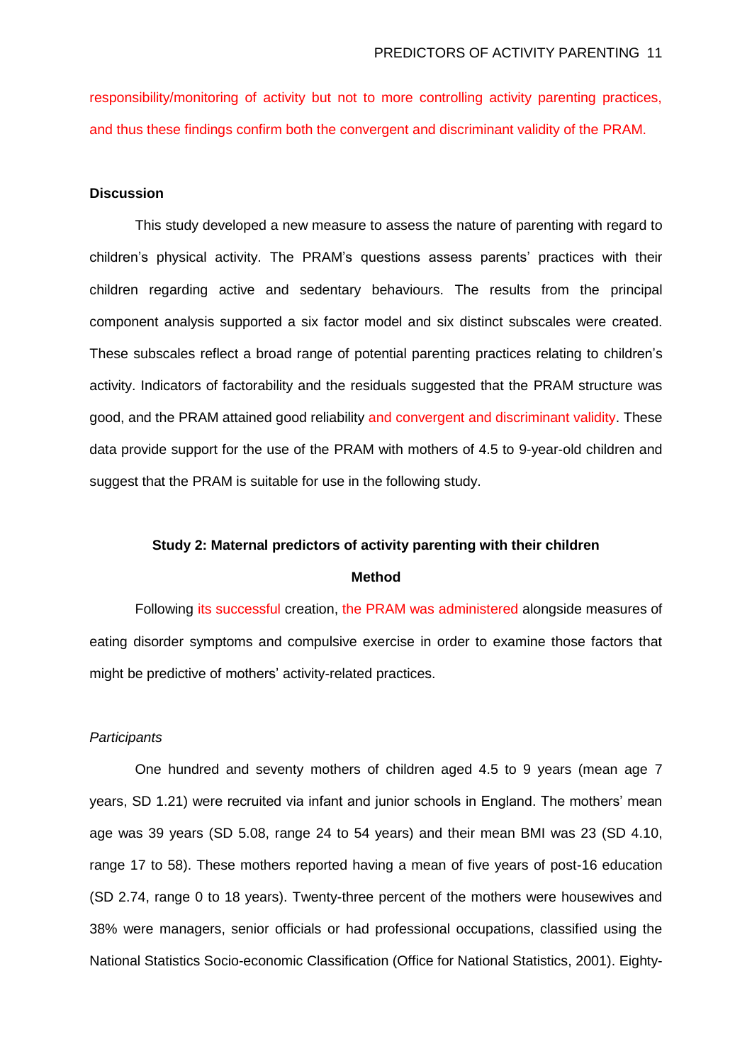responsibility/monitoring of activity but not to more controlling activity parenting practices, and thus these findings confirm both the convergent and discriminant validity of the PRAM.

**Discussion**

This study developed a new measure to assess the nature of parenting with regard to children's physical activity. The PRAM's questions assess parents' practices with their children regarding active and sedentary behaviours. The results from the principal component analysis supported a six factor model and six distinct subscales were created. These subscales reflect a broad range of potential parenting practices relating to children's activity. Indicators of factorability and the residuals suggested that the PRAM structure was good, and the PRAM attained good reliability and convergent and discriminant validity. These data provide support for the use of the PRAM with mothers of 4.5 to 9-year-old children and suggest that the PRAM is suitable for use in the following study.

**Study 2: Maternal predictors of activity parenting with their children**

**Method**

Following its successful creation, the PRAM was administered alongside measures of eating disorder symptoms and compulsive exercise in order to examine those factors that might be predictive of mothers' activity-related practices.

*Participants*

One hundred and seventy mothers of children aged 4.5 to 9 years (mean age 7 years, SD 1.21) were recruited via infant and junior schools in England. The mothers' mean age was 39 years (SD 5.08, range 24 to 54 years) and their mean BMI was 23 (SD 4.10, range 17 to 58). These mothers reported having a mean of five years of post-16 education (SD 2.74, range 0 to 18 years). Twenty-three percent of the mothers were housewives and 38% were managers, senior officials or had professional occupations, classified using the National Statistics Socio-economic Classification (Office for National Statistics, 2001). Eighty-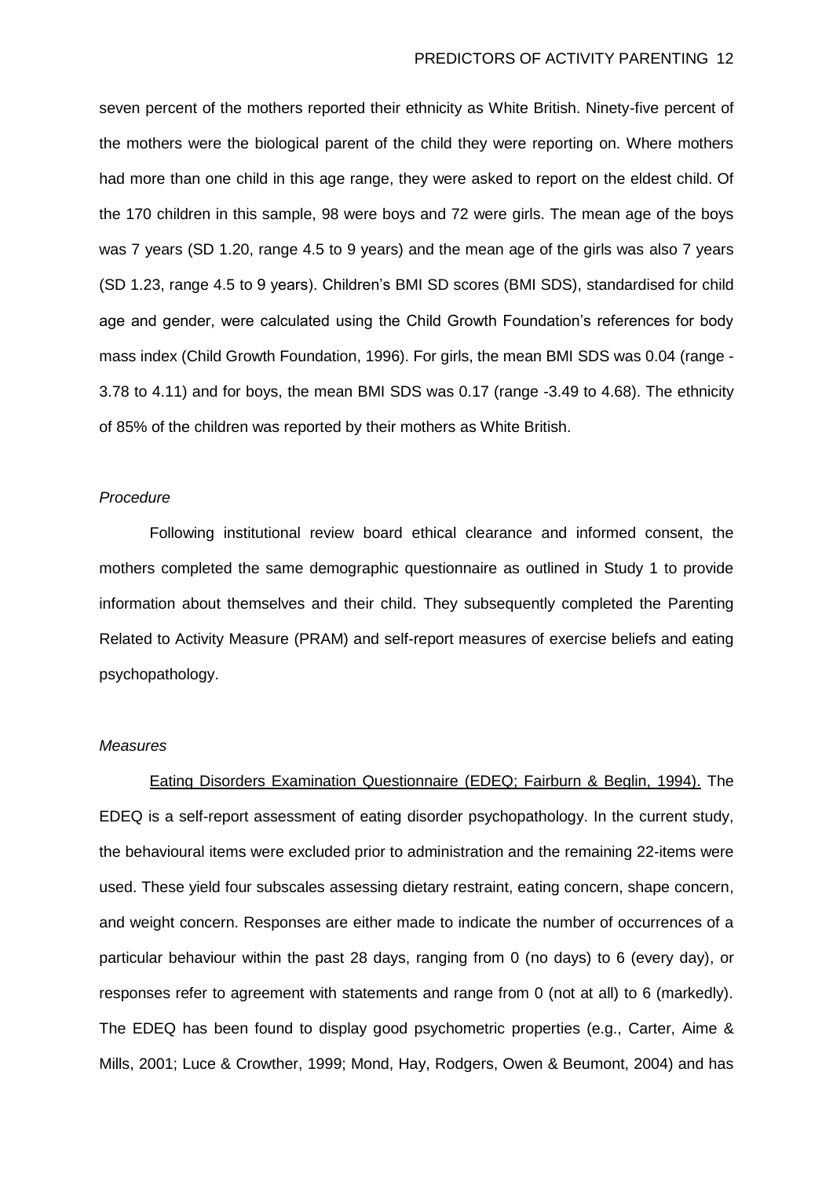seven percent of the mothers reported their ethnicity as White British. Ninety-five percent of the mothers were the biological parent of the child they were reporting on. Where mothers had more than one child in this age range, they were asked to report on the eldest child. Of the 170 children in this sample, 98 were boys and 72 were girls. The mean age of the boys was 7 years (SD 1.20, range 4.5 to 9 years) and the mean age of the girls was also 7 years (SD 1.23, range 4.5 to 9 years). Children's BMI SD scores (BMI SDS), standardised for child age and gender, were calculated using the Child Growth Foundation's references for body mass index (Child Growth Foundation, 1996). For girls, the mean BMI SDS was 0.04 (range -3.78 to 4.11) and for boys, the mean BMI SDS was 0.17 (range -3.49 to 4.68). The ethnicity of 85% of the children was reported by their mothers as White British.

*Procedure*

Following institutional review board ethical clearance and informed consent, the mothers completed the same demographic questionnaire as outlined in Study 1 to provide information about themselves and their child. They subsequently completed the Parenting Related to Activity Measure (PRAM) and self-report measures of exercise beliefs and eating psychopathology.

*Measures*

<u>Eating Disorders Examination Questionnaire (EDEQ; Fairburn & Beglin, 1994).</u> The EDEQ is a self-report assessment of eating disorder psychopathology. In the current study, the behavioural items were excluded prior to administration and the remaining 22-items were used. These yield four subscales assessing dietary restraint, eating concern, shape concern, and weight concern. Responses are either made to indicate the number of occurrences of a particular behaviour within the past 28 days, ranging from 0 (no days) to 6 (every day), or responses refer to agreement with statements and range from 0 (not at all) to 6 (markedly). The EDEQ has been found to display good psychometric properties (e.g., Carter, Aime & Mills, 2001; Luce & Crowther, 1999; Mond, Hay, Rodgers, Owen & Beumont, 2004) and has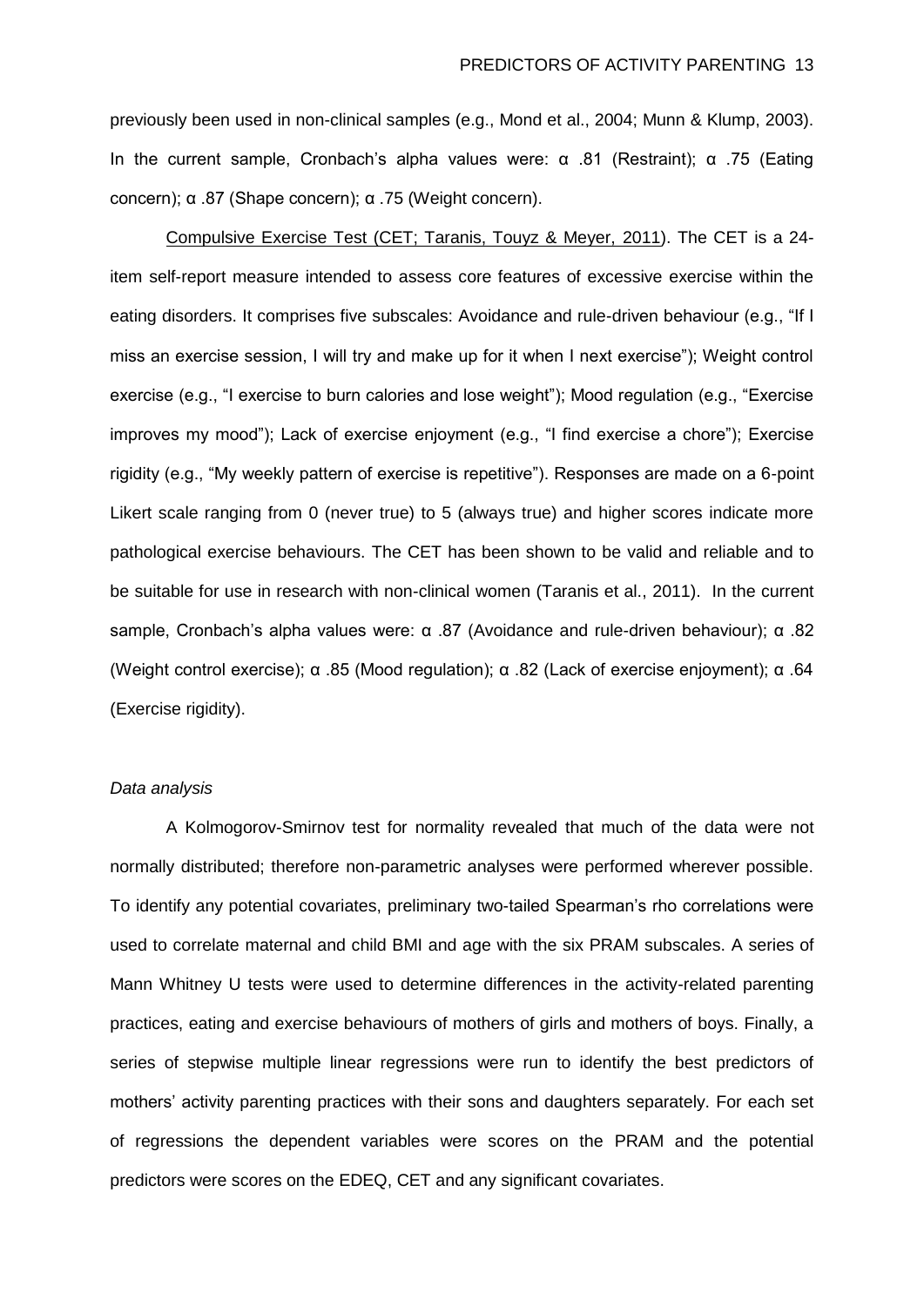previously been used in non-clinical samples (e.g., Mond et al., 2004; Munn & Klump, 2003). In the current sample, Cronbach's alpha values were: α .81 (Restraint); α .75 (Eating concern); α .87 (Shape concern); α .75 (Weight concern).

Compulsive Exercise Test (CET; Taranis, Touyz & Meyer, 2011). The CET is a 24-item self-report measure intended to assess core features of excessive exercise within the eating disorders. It comprises five subscales: Avoidance and rule-driven behaviour (e.g., "If I miss an exercise session, I will try and make up for it when I next exercise"); Weight control exercise (e.g., "I exercise to burn calories and lose weight"); Mood regulation (e.g., "Exercise improves my mood"); Lack of exercise enjoyment (e.g., "I find exercise a chore"); Exercise rigidity (e.g., "My weekly pattern of exercise is repetitive"). Responses are made on a 6-point Likert scale ranging from 0 (never true) to 5 (always true) and higher scores indicate more pathological exercise behaviours. The CET has been shown to be valid and reliable and to be suitable for use in research with non-clinical women (Taranis et al., 2011). In the current sample, Cronbach's alpha values were: α .87 (Avoidance and rule-driven behaviour); α .82 (Weight control exercise); α .85 (Mood regulation); α .82 (Lack of exercise enjoyment); α .64 (Exercise rigidity).

*Data analysis*

A Kolmogorov-Smirnov test for normality revealed that much of the data were not normally distributed; therefore non-parametric analyses were performed wherever possible. To identify any potential covariates, preliminary two-tailed Spearman's rho correlations were used to correlate maternal and child BMI and age with the six PRAM subscales. A series of Mann Whitney U tests were used to determine differences in the activity-related parenting practices, eating and exercise behaviours of mothers of girls and mothers of boys. Finally, a series of stepwise multiple linear regressions were run to identify the best predictors of mothers' activity parenting practices with their sons and daughters separately. For each set of regressions the dependent variables were scores on the PRAM and the potential predictors were scores on the EDEQ, CET and any significant covariates.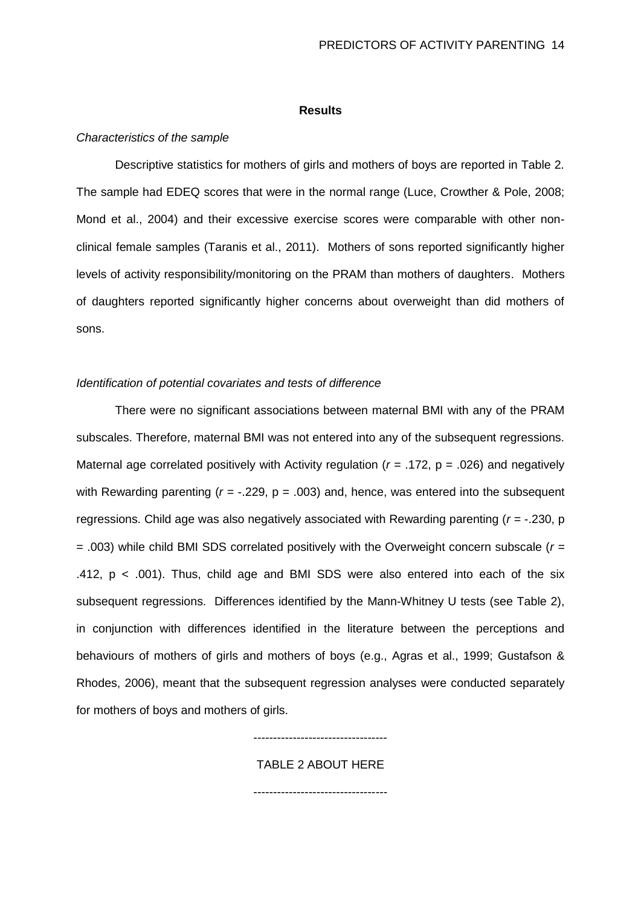## Results

*Characteristics of the sample*

Descriptive statistics for mothers of girls and mothers of boys are reported in Table 2. The sample had EDEQ scores that were in the normal range (Luce, Crowther & Pole, 2008; Mond et al., 2004) and their excessive exercise scores were comparable with other non-clinical female samples (Taranis et al., 2011). Mothers of sons reported significantly higher levels of activity responsibility/monitoring on the PRAM than mothers of daughters. Mothers of daughters reported significantly higher concerns about overweight than did mothers of sons.

*Identification of potential covariates and tests of difference*

There were no significant associations between maternal BMI with any of the PRAM subscales. Therefore, maternal BMI was not entered into any of the subsequent regressions. Maternal age correlated positively with Activity regulation ($r$ = .172, p = .026) and negatively with Rewarding parenting ($r$ = -.229, p = .003) and, hence, was entered into the subsequent regressions. Child age was also negatively associated with Rewarding parenting ($r$ = -.230, p = .003) while child BMI SDS correlated positively with the Overweight concern subscale ($r$ = .412, p < .001). Thus, child age and BMI SDS were also entered into each of the six subsequent regressions. Differences identified by the Mann-Whitney U tests (see Table 2), in conjunction with differences identified in the literature between the perceptions and behaviours of mothers of girls and mothers of boys (e.g., Agras et al., 1999; Gustafson & Rhodes, 2006), meant that the subsequent regression analyses were conducted separately for mothers of boys and mothers of girls.

----------------------------------

TABLE 2 ABOUT HERE

----------------------------------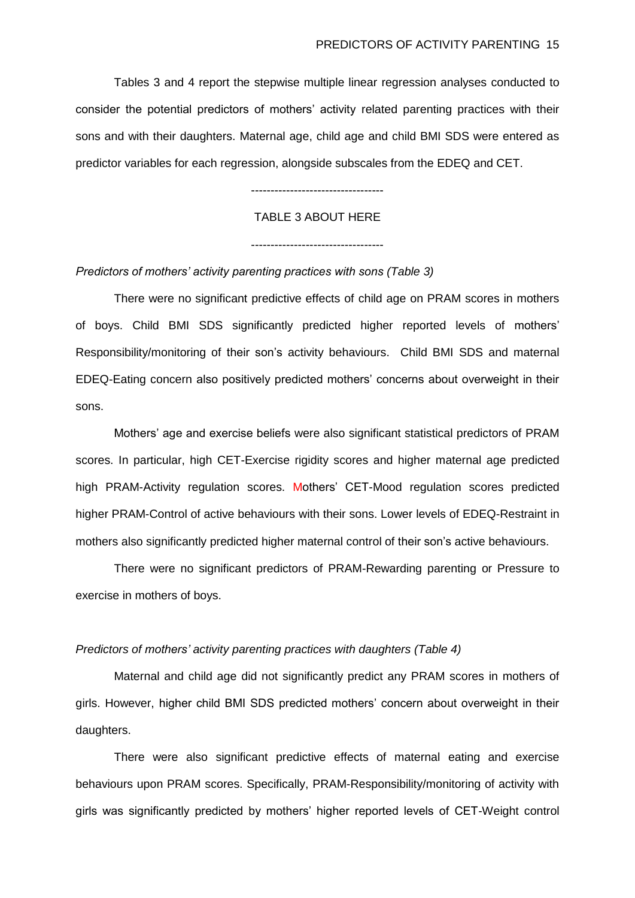Tables 3 and 4 report the stepwise multiple linear regression analyses conducted to consider the potential predictors of mothers' activity related parenting practices with their sons and with their daughters. Maternal age, child age and child BMI SDS were entered as predictor variables for each regression, alongside subscales from the EDEQ and CET.

----------------------------------

TABLE 3 ABOUT HERE

----------------------------------

*Predictors of mothers' activity parenting practices with sons (Table 3)*

There were no significant predictive effects of child age on PRAM scores in mothers of boys. Child BMI SDS significantly predicted higher reported levels of mothers' Responsibility/monitoring of their son's activity behaviours. Child BMI SDS and maternal EDEQ-Eating concern also positively predicted mothers' concerns about overweight in their sons.

Mothers' age and exercise beliefs were also significant statistical predictors of PRAM scores. In particular, high CET-Exercise rigidity scores and higher maternal age predicted high PRAM-Activity regulation scores. Mothers' CET-Mood regulation scores predicted higher PRAM-Control of active behaviours with their sons. Lower levels of EDEQ-Restraint in mothers also significantly predicted higher maternal control of their son's active behaviours.

There were no significant predictors of PRAM-Rewarding parenting or Pressure to exercise in mothers of boys.

*Predictors of mothers' activity parenting practices with daughters (Table 4)*

Maternal and child age did not significantly predict any PRAM scores in mothers of girls. However, higher child BMI SDS predicted mothers' concern about overweight in their daughters.

There were also significant predictive effects of maternal eating and exercise behaviours upon PRAM scores. Specifically, PRAM-Responsibility/monitoring of activity with girls was significantly predicted by mothers' higher reported levels of CET-Weight control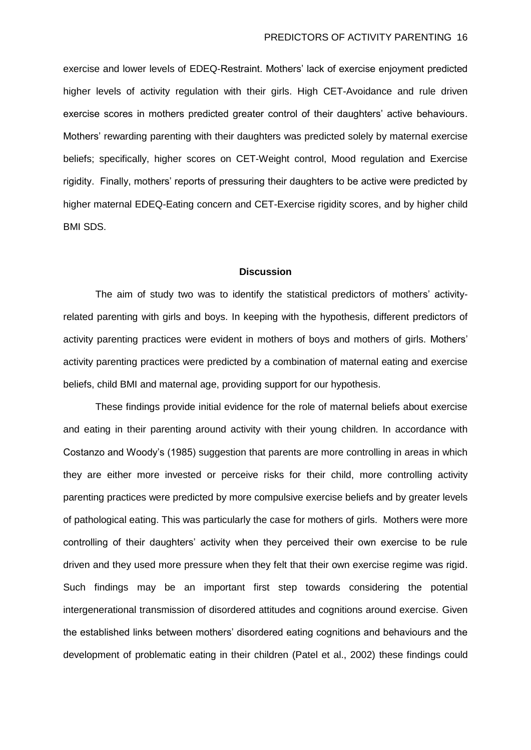exercise and lower levels of EDEQ-Restraint. Mothers' lack of exercise enjoyment predicted higher levels of activity regulation with their girls. High CET-Avoidance and rule driven exercise scores in mothers predicted greater control of their daughters' active behaviours. Mothers' rewarding parenting with their daughters was predicted solely by maternal exercise beliefs; specifically, higher scores on CET-Weight control, Mood regulation and Exercise rigidity. Finally, mothers' reports of pressuring their daughters to be active were predicted by higher maternal EDEQ-Eating concern and CET-Exercise rigidity scores, and by higher child BMI SDS.

## Discussion

The aim of study two was to identify the statistical predictors of mothers' activity-related parenting with girls and boys. In keeping with the hypothesis, different predictors of activity parenting practices were evident in mothers of boys and mothers of girls. Mothers' activity parenting practices were predicted by a combination of maternal eating and exercise beliefs, child BMI and maternal age, providing support for our hypothesis.

These findings provide initial evidence for the role of maternal beliefs about exercise and eating in their parenting around activity with their young children. In accordance with Costanzo and Woody's (1985) suggestion that parents are more controlling in areas in which they are either more invested or perceive risks for their child, more controlling activity parenting practices were predicted by more compulsive exercise beliefs and by greater levels of pathological eating. This was particularly the case for mothers of girls. Mothers were more controlling of their daughters' activity when they perceived their own exercise to be rule driven and they used more pressure when they felt that their own exercise regime was rigid. Such findings may be an important first step towards considering the potential intergenerational transmission of disordered attitudes and cognitions around exercise. Given the established links between mothers' disordered eating cognitions and behaviours and the development of problematic eating in their children (Patel et al., 2002) these findings could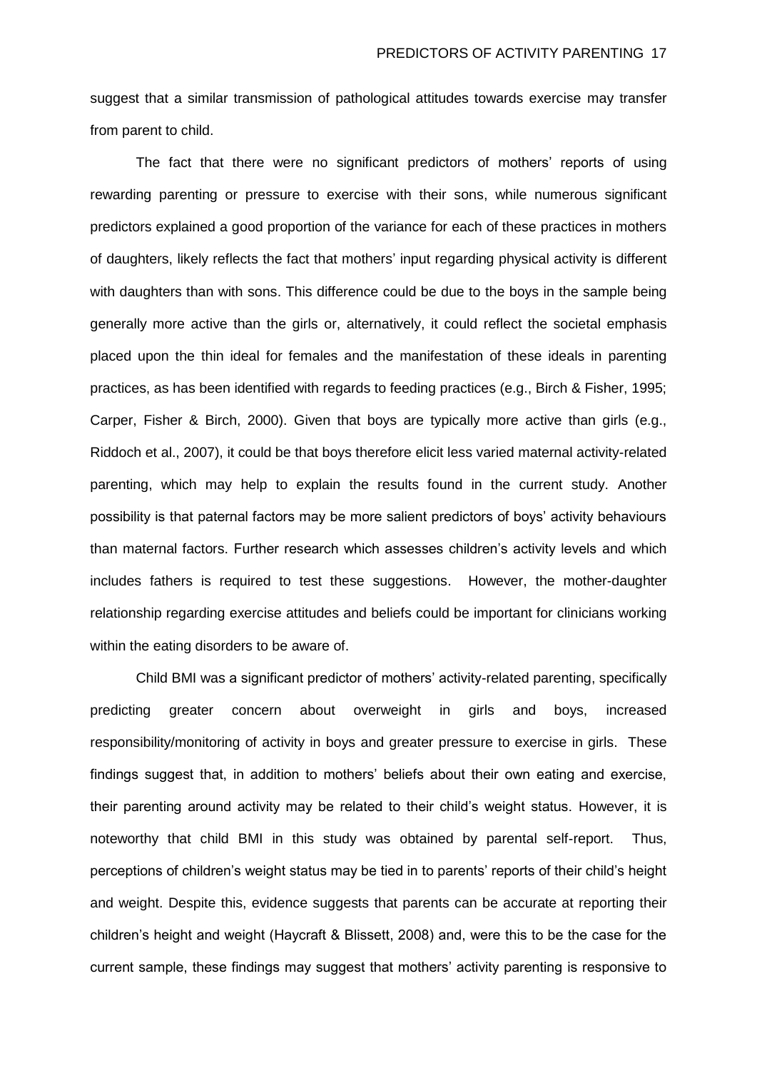suggest that a similar transmission of pathological attitudes towards exercise may transfer from parent to child.

The fact that there were no significant predictors of mothers' reports of using rewarding parenting or pressure to exercise with their sons, while numerous significant predictors explained a good proportion of the variance for each of these practices in mothers of daughters, likely reflects the fact that mothers' input regarding physical activity is different with daughters than with sons. This difference could be due to the boys in the sample being generally more active than the girls or, alternatively, it could reflect the societal emphasis placed upon the thin ideal for females and the manifestation of these ideals in parenting practices, as has been identified with regards to feeding practices (e.g., Birch & Fisher, 1995; Carper, Fisher & Birch, 2000). Given that boys are typically more active than girls (e.g., Riddoch et al., 2007), it could be that boys therefore elicit less varied maternal activity-related parenting, which may help to explain the results found in the current study. Another possibility is that paternal factors may be more salient predictors of boys' activity behaviours than maternal factors. Further research which assesses children's activity levels and which includes fathers is required to test these suggestions. However, the mother-daughter relationship regarding exercise attitudes and beliefs could be important for clinicians working within the eating disorders to be aware of.

Child BMI was a significant predictor of mothers' activity-related parenting, specifically predicting greater concern about overweight in girls and boys, increased responsibility/monitoring of activity in boys and greater pressure to exercise in girls. These findings suggest that, in addition to mothers' beliefs about their own eating and exercise, their parenting around activity may be related to their child's weight status. However, it is noteworthy that child BMI in this study was obtained by parental self-report. Thus, perceptions of children's weight status may be tied in to parents' reports of their child's height and weight. Despite this, evidence suggests that parents can be accurate at reporting their children's height and weight (Haycraft & Blissett, 2008) and, were this to be the case for the current sample, these findings may suggest that mothers' activity parenting is responsive to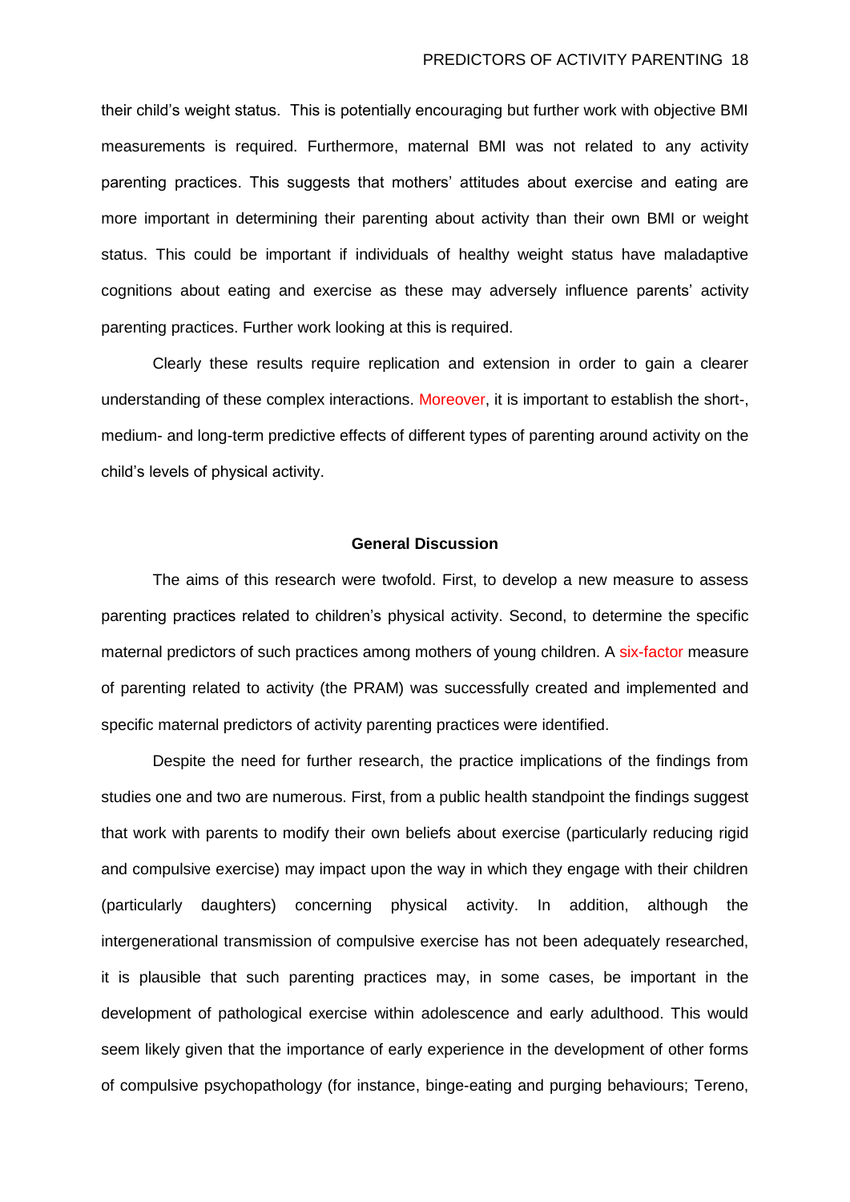their child's weight status. This is potentially encouraging but further work with objective BMI measurements is required. Furthermore, maternal BMI was not related to any activity parenting practices. This suggests that mothers' attitudes about exercise and eating are more important in determining their parenting about activity than their own BMI or weight status. This could be important if individuals of healthy weight status have maladaptive cognitions about eating and exercise as these may adversely influence parents' activity parenting practices. Further work looking at this is required.

Clearly these results require replication and extension in order to gain a clearer understanding of these complex interactions. Moreover, it is important to establish the short-, medium- and long-term predictive effects of different types of parenting around activity on the child's levels of physical activity.

## General Discussion

The aims of this research were twofold. First, to develop a new measure to assess parenting practices related to children's physical activity. Second, to determine the specific maternal predictors of such practices among mothers of young children. A six-factor measure of parenting related to activity (the PRAM) was successfully created and implemented and specific maternal predictors of activity parenting practices were identified.

Despite the need for further research, the practice implications of the findings from studies one and two are numerous. First, from a public health standpoint the findings suggest that work with parents to modify their own beliefs about exercise (particularly reducing rigid and compulsive exercise) may impact upon the way in which they engage with their children (particularly daughters) concerning physical activity. In addition, although the intergenerational transmission of compulsive exercise has not been adequately researched, it is plausible that such parenting practices may, in some cases, be important in the development of pathological exercise within adolescence and early adulthood. This would seem likely given that the importance of early experience in the development of other forms of compulsive psychopathology (for instance, binge-eating and purging behaviours; Tereno,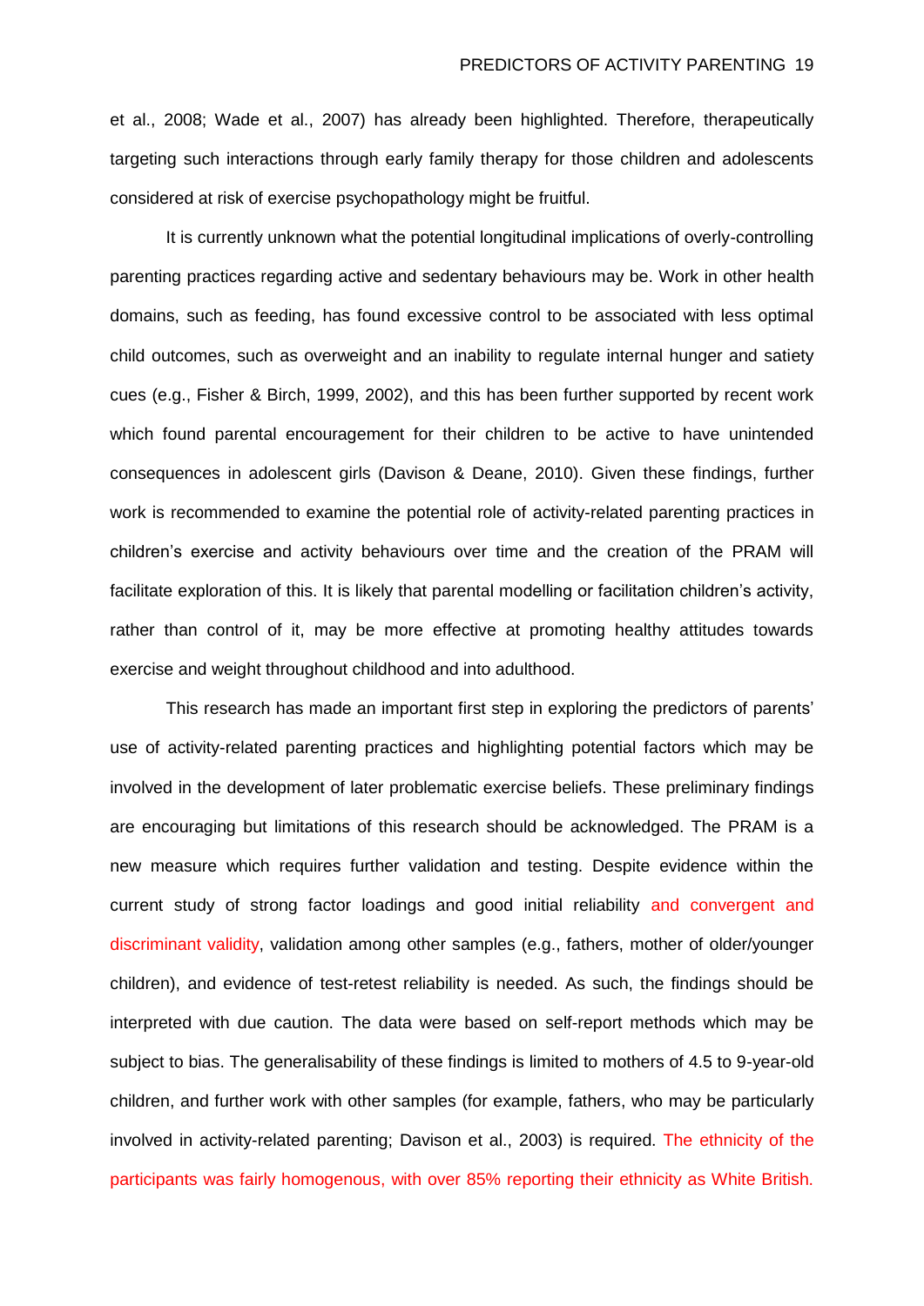et al., 2008; Wade et al., 2007) has already been highlighted. Therefore, therapeutically targeting such interactions through early family therapy for those children and adolescents considered at risk of exercise psychopathology might be fruitful.

It is currently unknown what the potential longitudinal implications of overly-controlling parenting practices regarding active and sedentary behaviours may be. Work in other health domains, such as feeding, has found excessive control to be associated with less optimal child outcomes, such as overweight and an inability to regulate internal hunger and satiety cues (e.g., Fisher & Birch, 1999, 2002), and this has been further supported by recent work which found parental encouragement for their children to be active to have unintended consequences in adolescent girls (Davison & Deane, 2010). Given these findings, further work is recommended to examine the potential role of activity-related parenting practices in children's exercise and activity behaviours over time and the creation of the PRAM will facilitate exploration of this. It is likely that parental modelling or facilitation children's activity, rather than control of it, may be more effective at promoting healthy attitudes towards exercise and weight throughout childhood and into adulthood.

This research has made an important first step in exploring the predictors of parents' use of activity-related parenting practices and highlighting potential factors which may be involved in the development of later problematic exercise beliefs. These preliminary findings are encouraging but limitations of this research should be acknowledged. The PRAM is a new measure which requires further validation and testing. Despite evidence within the current study of strong factor loadings and good initial reliability and convergent and discriminant validity, validation among other samples (e.g., fathers, mother of older/younger children), and evidence of test-retest reliability is needed. As such, the findings should be interpreted with due caution. The data were based on self-report methods which may be subject to bias. The generalisability of these findings is limited to mothers of 4.5 to 9-year-old children, and further work with other samples (for example, fathers, who may be particularly involved in activity-related parenting; Davison et al., 2003) is required. The ethnicity of the participants was fairly homogenous, with over 85% reporting their ethnicity as White British.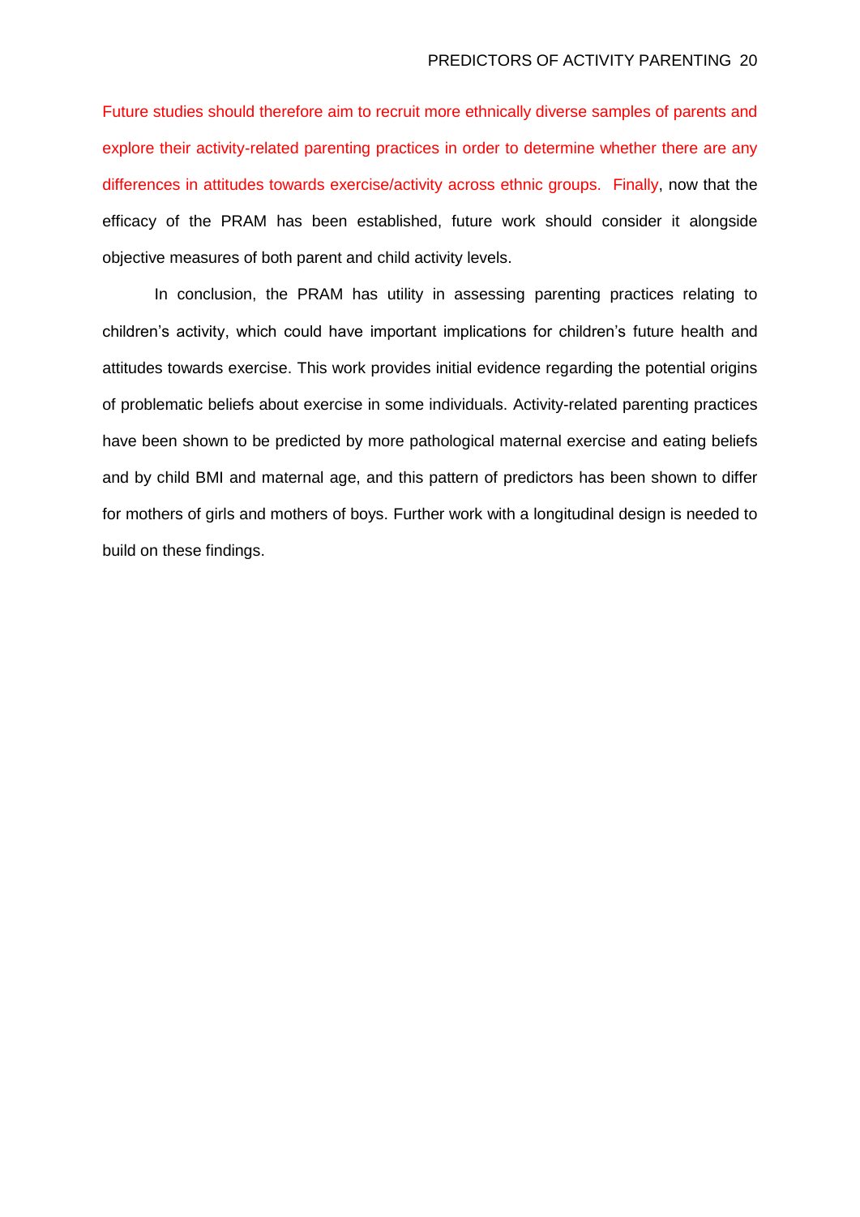Future studies should therefore aim to recruit more ethnically diverse samples of parents and explore their activity-related parenting practices in order to determine whether there are any differences in attitudes towards exercise/activity across ethnic groups. Finally, now that the efficacy of the PRAM has been established, future work should consider it alongside objective measures of both parent and child activity levels.

In conclusion, the PRAM has utility in assessing parenting practices relating to children's activity, which could have important implications for children's future health and attitudes towards exercise. This work provides initial evidence regarding the potential origins of problematic beliefs about exercise in some individuals. Activity-related parenting practices have been shown to be predicted by more pathological maternal exercise and eating beliefs and by child BMI and maternal age, and this pattern of predictors has been shown to differ for mothers of girls and mothers of boys. Further work with a longitudinal design is needed to build on these findings.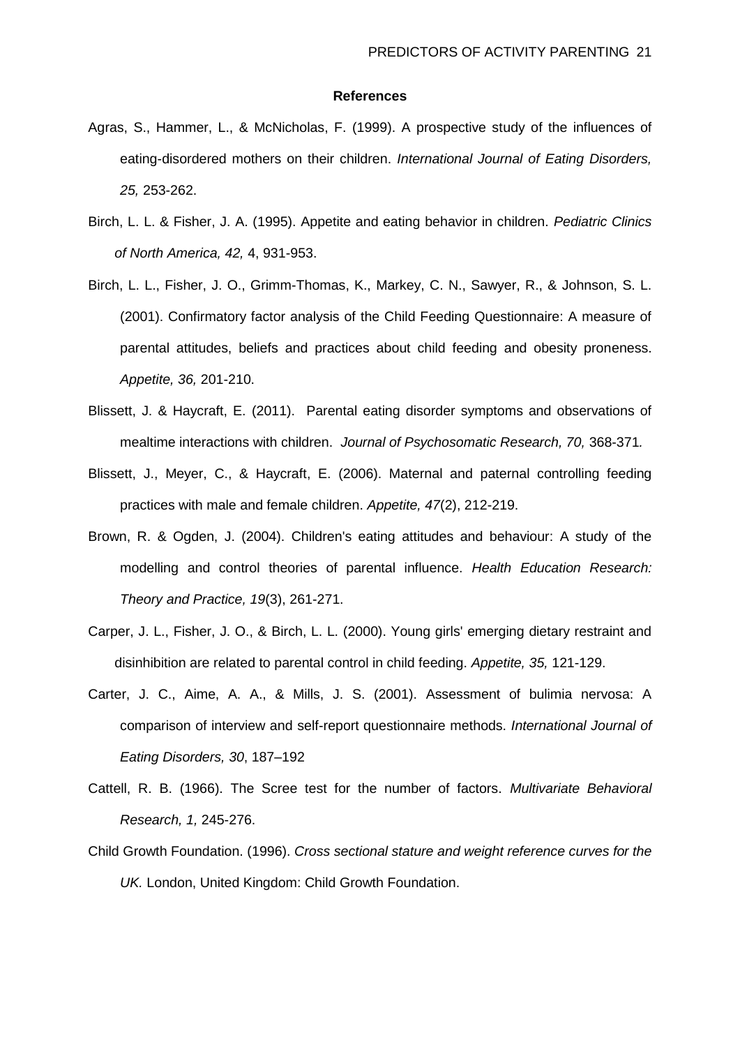## References

Agras, S., Hammer, L., & McNicholas, F. (1999). A prospective study of the influences of eating-disordered mothers on their children. *International Journal of Eating Disorders, 25,* 253-262.

Birch, L. L. & Fisher, J. A. (1995). Appetite and eating behavior in children. *Pediatric Clinics of North America, 42,* 4, 931-953.

Birch, L. L., Fisher, J. O., Grimm-Thomas, K., Markey, C. N., Sawyer, R., & Johnson, S. L. (2001). Confirmatory factor analysis of the Child Feeding Questionnaire: A measure of parental attitudes, beliefs and practices about child feeding and obesity proneness. *Appetite, 36,* 201-210.

Blissett, J. & Haycraft, E. (2011). Parental eating disorder symptoms and observations of mealtime interactions with children. *Journal of Psychosomatic Research, 70,* 368-371*.*

Blissett, J., Meyer, C., & Haycraft, E. (2006). Maternal and paternal controlling feeding practices with male and female children. *Appetite, 47*(2), 212-219.

Brown, R. & Ogden, J. (2004). Children's eating attitudes and behaviour: A study of the modelling and control theories of parental influence. *Health Education Research: Theory and Practice, 19*(3), 261-271.

Carper, J. L., Fisher, J. O., & Birch, L. L. (2000). Young girls' emerging dietary restraint and disinhibition are related to parental control in child feeding. *Appetite, 35,* 121-129.

Carter, J. C., Aime, A. A., & Mills, J. S. (2001). Assessment of bulimia nervosa: A comparison of interview and self-report questionnaire methods. *International Journal of Eating Disorders, 30*, 187–192

Cattell, R. B. (1966). The Scree test for the number of factors. *Multivariate Behavioral Research, 1,* 245-276.

Child Growth Foundation. (1996). *Cross sectional stature and weight reference curves for the UK.* London, United Kingdom: Child Growth Foundation.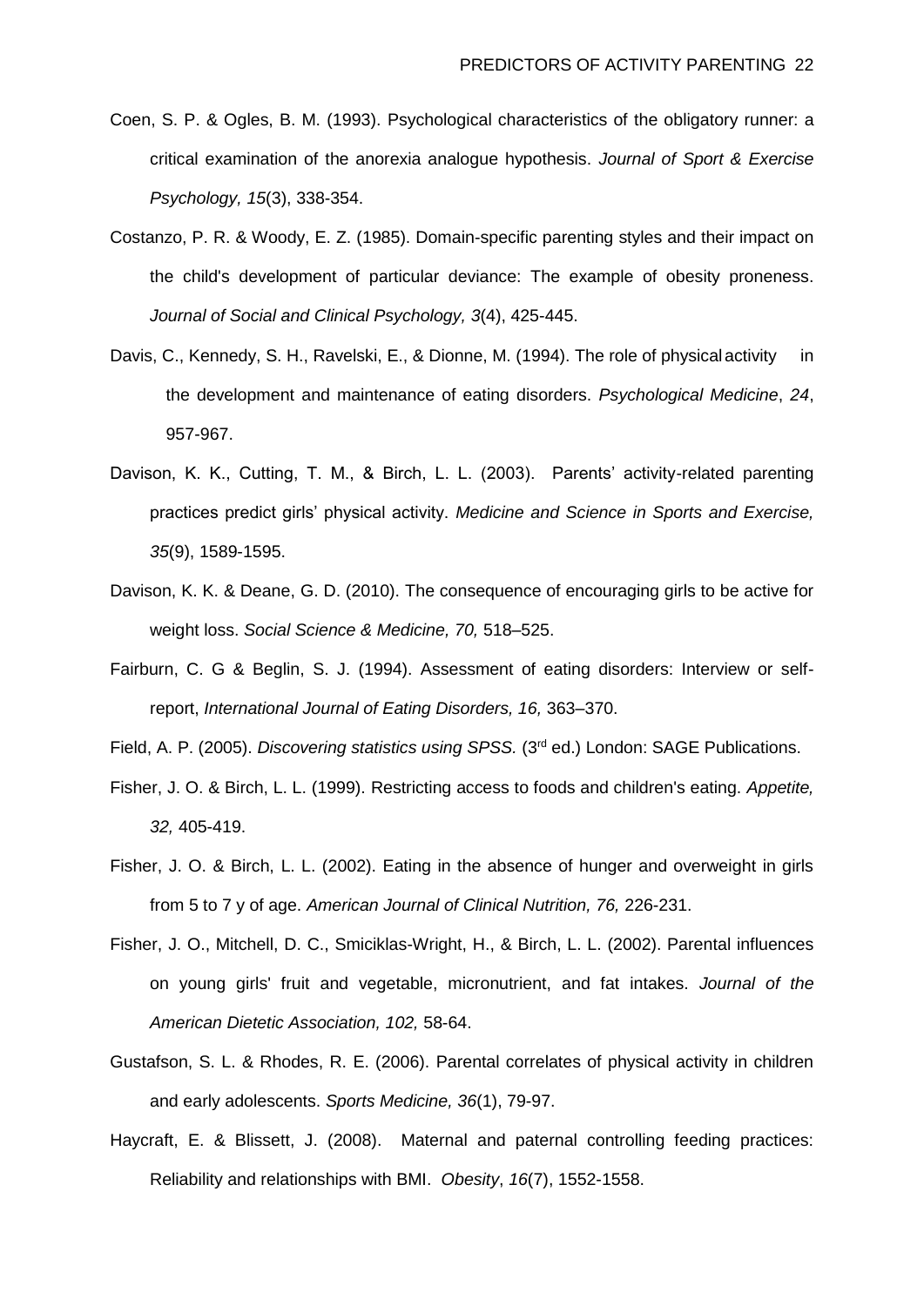Coen, S. P. & Ogles, B. M. (1993). Psychological characteristics of the obligatory runner: a critical examination of the anorexia analogue hypothesis. *Journal of Sport & Exercise Psychology, 15*(3), 338-354.

Costanzo, P. R. & Woody, E. Z. (1985). Domain-specific parenting styles and their impact on the child's development of particular deviance: The example of obesity proneness. *Journal of Social and Clinical Psychology, 3*(4), 425-445.

Davis, C., Kennedy, S. H., Ravelski, E., & Dionne, M. (1994). The role of physical activity in the development and maintenance of eating disorders. *Psychological Medicine*, *24*, 957-967.

Davison, K. K., Cutting, T. M., & Birch, L. L. (2003). Parents' activity-related parenting practices predict girls' physical activity. *Medicine and Science in Sports and Exercise, 35*(9), 1589-1595.

Davison, K. K. & Deane, G. D. (2010). The consequence of encouraging girls to be active for weight loss. *Social Science & Medicine, 70,* 518–525.

Fairburn, C. G & Beglin, S. J. (1994). Assessment of eating disorders: Interview or self-report, *International Journal of Eating Disorders, 16,* 363–370.

Field, A. P. (2005). *Discovering statistics using SPSS.* (3rd ed.) London: SAGE Publications.

Fisher, J. O. & Birch, L. L. (1999). Restricting access to foods and children's eating. *Appetite, 32,* 405-419.

Fisher, J. O. & Birch, L. L. (2002). Eating in the absence of hunger and overweight in girls from 5 to 7 y of age. *American Journal of Clinical Nutrition, 76,* 226-231.

Fisher, J. O., Mitchell, D. C., Smiciklas-Wright, H., & Birch, L. L. (2002). Parental influences on young girls' fruit and vegetable, micronutrient, and fat intakes. *Journal of the American Dietetic Association, 102,* 58-64.

Gustafson, S. L. & Rhodes, R. E. (2006). Parental correlates of physical activity in children and early adolescents. *Sports Medicine, 36*(1), 79-97.

Haycraft, E. & Blissett, J. (2008). Maternal and paternal controlling feeding practices: Reliability and relationships with BMI. *Obesity*, *16*(7), 1552-1558.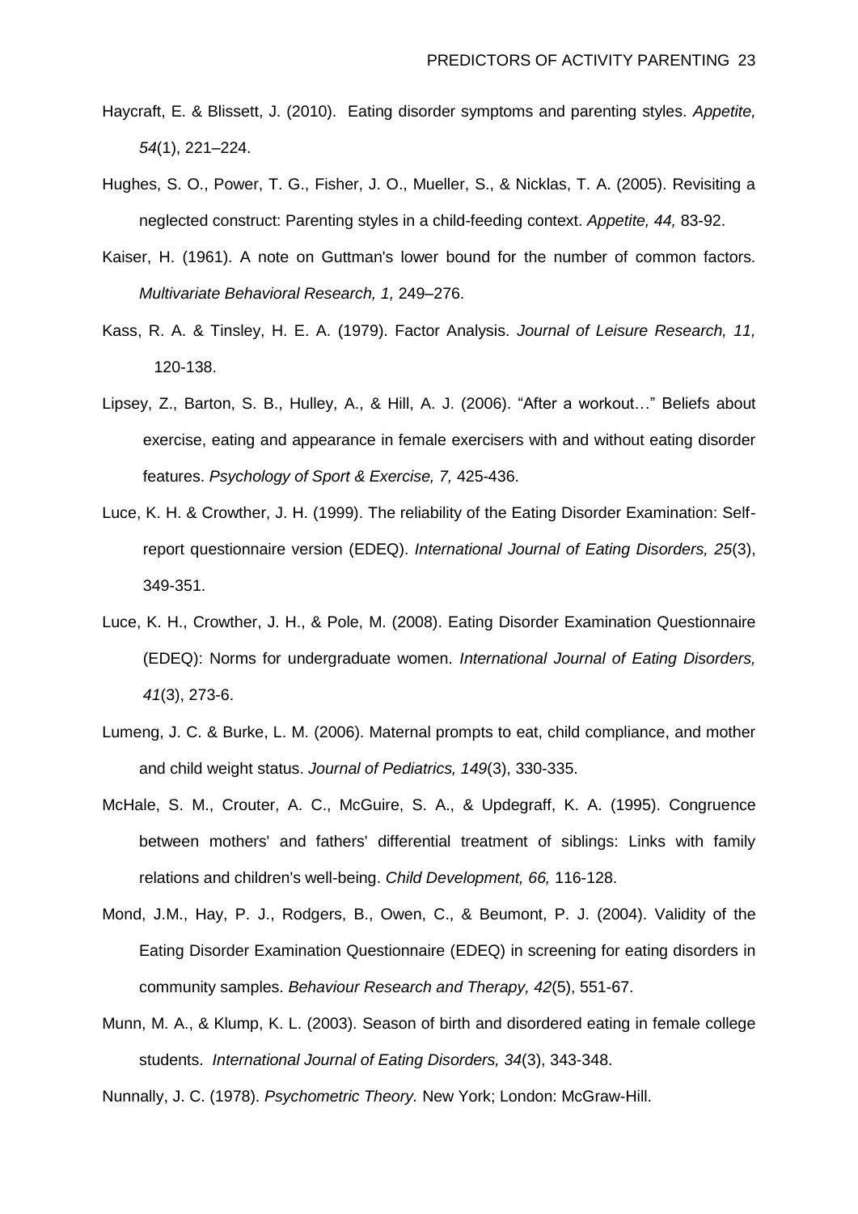Haycraft, E. & Blissett, J. (2010). Eating disorder symptoms and parenting styles. *Appetite, 54*(1), 221–224.

Hughes, S. O., Power, T. G., Fisher, J. O., Mueller, S., & Nicklas, T. A. (2005). Revisiting a neglected construct: Parenting styles in a child-feeding context. *Appetite, 44,* 83-92.

Kaiser, H. (1961). A note on Guttman's lower bound for the number of common factors. *Multivariate Behavioral Research, 1,* 249–276.

Kass, R. A. & Tinsley, H. E. A. (1979). Factor Analysis. *Journal of Leisure Research, 11,* 120-138.

Lipsey, Z., Barton, S. B., Hulley, A., & Hill, A. J. (2006). "After a workout…" Beliefs about exercise, eating and appearance in female exercisers with and without eating disorder features. *Psychology of Sport & Exercise, 7,* 425-436.

Luce, K. H. & Crowther, J. H. (1999). The reliability of the Eating Disorder Examination: Self-report questionnaire version (EDEQ). *International Journal of Eating Disorders, 25*(3), 349-351.

Luce, K. H., Crowther, J. H., & Pole, M. (2008). Eating Disorder Examination Questionnaire (EDEQ): Norms for undergraduate women. *International Journal of Eating Disorders, 41*(3), 273-6.

Lumeng, J. C. & Burke, L. M. (2006). Maternal prompts to eat, child compliance, and mother and child weight status. *Journal of Pediatrics, 149*(3), 330-335.

McHale, S. M., Crouter, A. C., McGuire, S. A., & Updegraff, K. A. (1995). Congruence between mothers' and fathers' differential treatment of siblings: Links with family relations and children's well-being. *Child Development, 66,* 116-128.

Mond, J.M., Hay, P. J., Rodgers, B., Owen, C., & Beumont, P. J. (2004). Validity of the Eating Disorder Examination Questionnaire (EDEQ) in screening for eating disorders in community samples. *Behaviour Research and Therapy, 42*(5), 551-67.

Munn, M. A., & Klump, K. L. (2003). Season of birth and disordered eating in female college students. *International Journal of Eating Disorders, 34*(3), 343-348.

Nunnally, J. C. (1978). *Psychometric Theory.* New York; London: McGraw-Hill.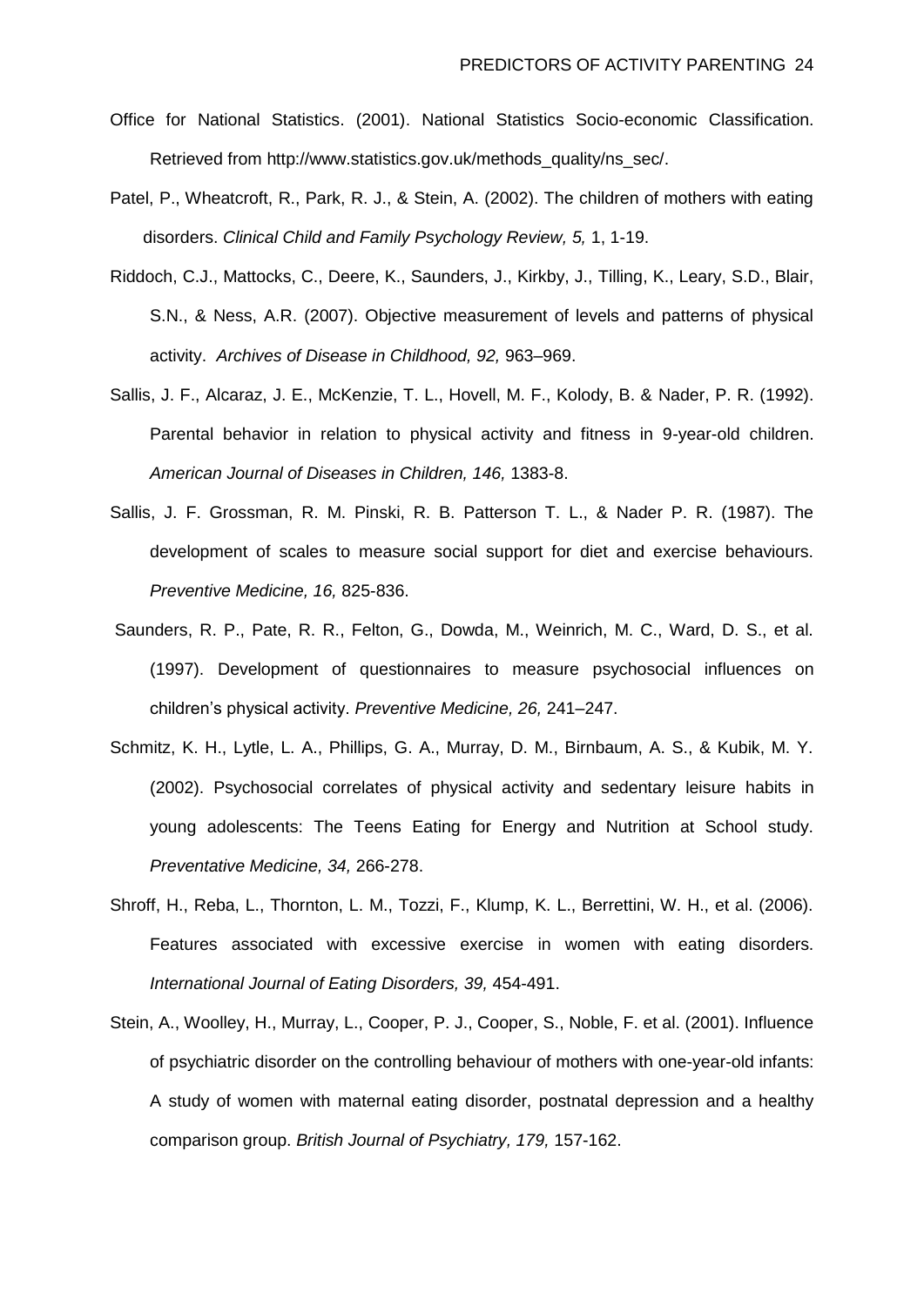Office for National Statistics. (2001). National Statistics Socio-economic Classification. Retrieved from http://www.statistics.gov.uk/methods_quality/ns_sec/.

Patel, P., Wheatcroft, R., Park, R. J., & Stein, A. (2002). The children of mothers with eating disorders. *Clinical Child and Family Psychology Review, 5,* 1, 1-19.

Riddoch, C.J., Mattocks, C., Deere, K., Saunders, J., Kirkby, J., Tilling, K., Leary, S.D., Blair, S.N., & Ness, A.R. (2007). Objective measurement of levels and patterns of physical activity. *Archives of Disease in Childhood, 92,* 963–969.

Sallis, J. F., Alcaraz, J. E., McKenzie, T. L., Hovell, M. F., Kolody, B. & Nader, P. R. (1992). Parental behavior in relation to physical activity and fitness in 9-year-old children. *American Journal of Diseases in Children, 146,* 1383-8.

Sallis, J. F. Grossman, R. M. Pinski, R. B. Patterson T. L., & Nader P. R. (1987). The development of scales to measure social support for diet and exercise behaviours. *Preventive Medicine, 16,* 825-836.

Saunders, R. P., Pate, R. R., Felton, G., Dowda, M., Weinrich, M. C., Ward, D. S., et al. (1997). Development of questionnaires to measure psychosocial influences on children's physical activity. *Preventive Medicine, 26,* 241–247.

Schmitz, K. H., Lytle, L. A., Phillips, G. A., Murray, D. M., Birnbaum, A. S., & Kubik, M. Y. (2002). Psychosocial correlates of physical activity and sedentary leisure habits in young adolescents: The Teens Eating for Energy and Nutrition at School study. *Preventative Medicine, 34,* 266-278.

Shroff, H., Reba, L., Thornton, L. M., Tozzi, F., Klump, K. L., Berrettini, W. H., et al. (2006). Features associated with excessive exercise in women with eating disorders. *International Journal of Eating Disorders, 39,* 454-491.

Stein, A., Woolley, H., Murray, L., Cooper, P. J., Cooper, S., Noble, F. et al. (2001). Influence of psychiatric disorder on the controlling behaviour of mothers with one-year-old infants: A study of women with maternal eating disorder, postnatal depression and a healthy comparison group. *British Journal of Psychiatry, 179,* 157-162.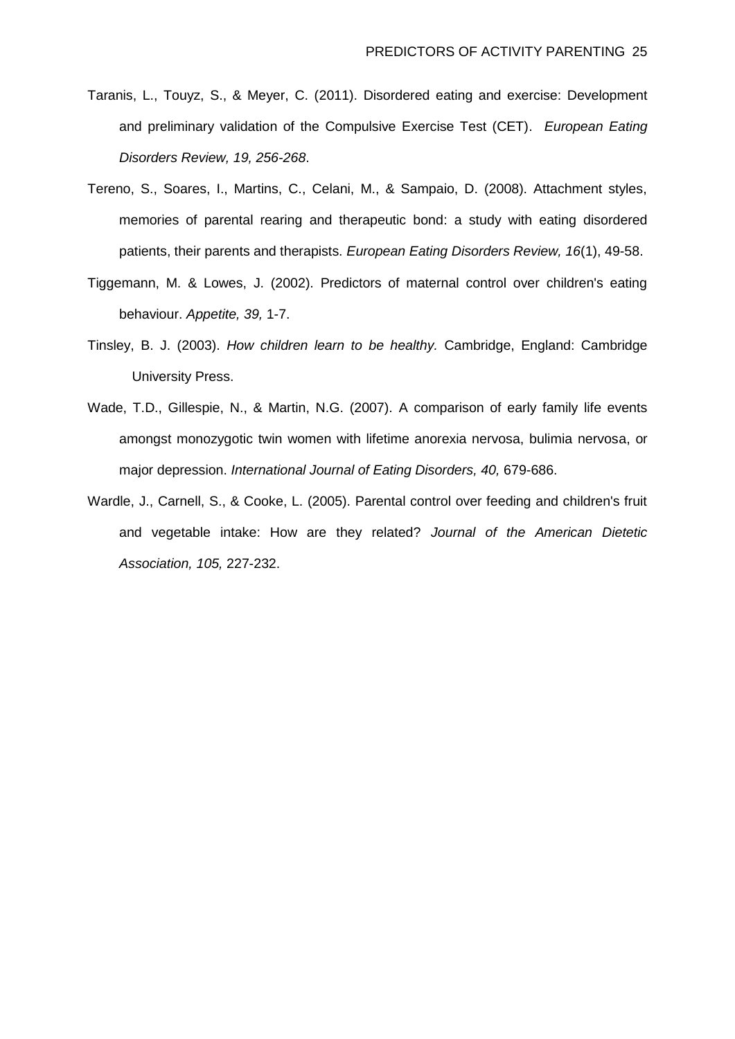Taranis, L., Touyz, S., & Meyer, C. (2011). Disordered eating and exercise: Development and preliminary validation of the Compulsive Exercise Test (CET). *European Eating Disorders Review, 19, 256-268*.

Tereno, S., Soares, I., Martins, C., Celani, M., & Sampaio, D. (2008). Attachment styles, memories of parental rearing and therapeutic bond: a study with eating disordered patients, their parents and therapists. *European Eating Disorders Review, 16*(1), 49-58.

Tiggemann, M. & Lowes, J. (2002). Predictors of maternal control over children's eating behaviour. *Appetite, 39,* 1-7.

Tinsley, B. J. (2003). *How children learn to be healthy.* Cambridge, England: Cambridge University Press.

Wade, T.D., Gillespie, N., & Martin, N.G. (2007). A comparison of early family life events amongst monozygotic twin women with lifetime anorexia nervosa, bulimia nervosa, or major depression. *International Journal of Eating Disorders, 40,* 679-686.

Wardle, J., Carnell, S., & Cooke, L. (2005). Parental control over feeding and children's fruit and vegetable intake: How are they related? *Journal of the American Dietetic Association, 105,* 227-232.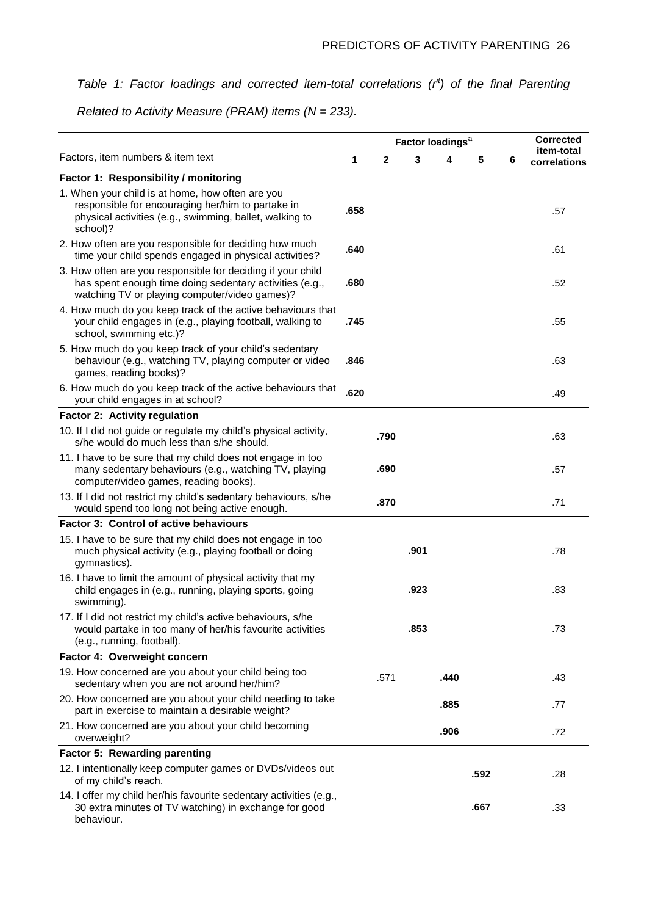*Table 1: Factor loadings and corrected item-total correlations ($r^{it}$) of the final Parenting Related to Activity Measure (PRAM) items (N = 233).*

| Factors, item numbers & item text | Factor loadings[a] | | | | | | Corrected item-total correlations |
|---|---|---|---|---|---|---|---|
| | 1 | 2 | 3 | 4 | 5 | 6 | |
| **Factor 1: Responsibility / monitoring** | | | | | | | |
| 1. When your child is at home, how often are you responsible for encouraging her/him to partake in physical activities (e.g., swimming, ballet, walking to school)? | **.658** | | | | | | .57 |
| 2. How often are you responsible for deciding how much time your child spends engaged in physical activities? | **.640** | | | | | | .61 |
| 3. How often are you responsible for deciding if your child has spent enough time doing sedentary activities (e.g., watching TV or playing computer/video games)? | **.680** | | | | | | .52 |
| 4. How much do you keep track of the active behaviours that your child engages in (e.g., playing football, walking to school, swimming etc.)? | **.745** | | | | | | .55 |
| 5. How much do you keep track of your child's sedentary behaviour (e.g., watching TV, playing computer or video games, reading books)? | **.846** | | | | | | .63 |
| 6. How much do you keep track of the active behaviours that your child engages in at school? | **.620** | | | | | | .49 |
| **Factor 2: Activity regulation** | | | | | | | |
| 10. If I did not guide or regulate my child's physical activity, s/he would do much less than s/he should. | | **.790** | | | | | .63 |
| 11. I have to be sure that my child does not engage in too many sedentary behaviours (e.g., watching TV, playing computer/video games, reading books). | | **.690** | | | | | .57 |
| 13. If I did not restrict my child's sedentary behaviours, s/he would spend too long not being active enough. | | **.870** | | | | | .71 |
| **Factor 3: Control of active behaviours** | | | | | | | |
| 15. I have to be sure that my child does not engage in too much physical activity (e.g., playing football or doing gymnastics). | | | **.901** | | | | .78 |
| 16. I have to limit the amount of physical activity that my child engages in (e.g., running, playing sports, going swimming). | | | **.923** | | | | .83 |
| 17. If I did not restrict my child's active behaviours, s/he would partake in too many of her/his favourite activities (e.g., running, football). | | | **.853** | | | | .73 |
| **Factor 4: Overweight concern** | | | | | | | |
| 19. How concerned are you about your child being too sedentary when you are not around her/him? | | .571 | | **.440** | | | .43 |
| 20. How concerned are you about your child needing to take part in exercise to maintain a desirable weight? | | | | **.885** | | | .77 |
| 21. How concerned are you about your child becoming overweight? | | | | **.906** | | | .72 |
| **Factor 5: Rewarding parenting** | | | | | | | |
| 12. I intentionally keep computer games or DVDs/videos out of my child's reach. | | | | | **.592** | | .28 |
| 14. I offer my child her/his favourite sedentary activities (e.g., 30 extra minutes of TV watching) in exchange for good behaviour. | | | | | **.667** | | .33 |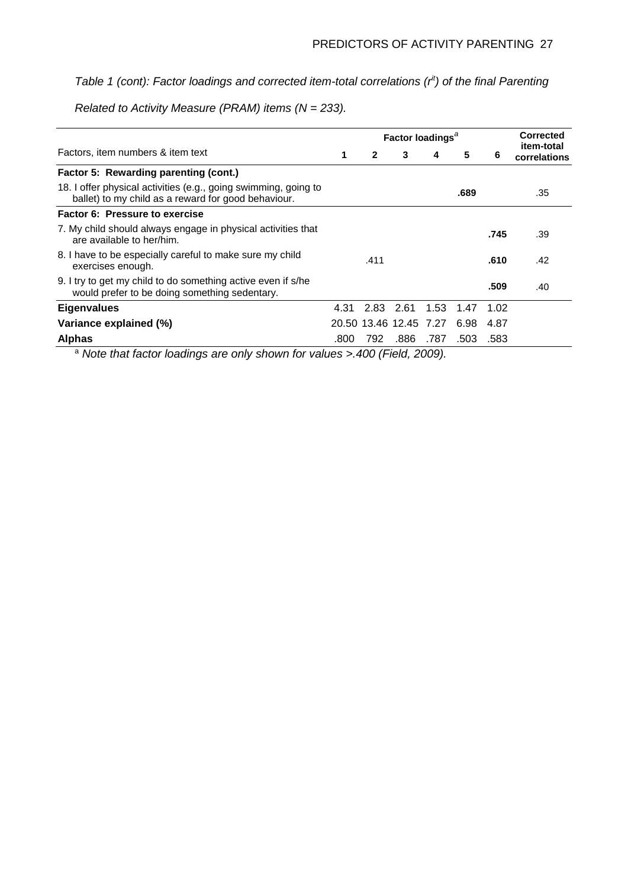*Table 1 (cont): Factor loadings and corrected item-total correlations ($r^{it}$) of the final Parenting Related to Activity Measure (PRAM) items (N = 233).*

| Factors, item numbers & item text | Factor loadings[a] 1 | 2 | 3 | 4 | 5 | 6 | Corrected item-total correlations |
|---|---|---|---|---|---|---|---|
| **Factor 5: Rewarding parenting (cont.)** | | | | | | | |
| 18. I offer physical activities (e.g., going swimming, going to ballet) to my child as a reward for good behaviour. | | | | | **.689** | | .35 |
| **Factor 6: Pressure to exercise** | | | | | | | |
| 7. My child should always engage in physical activities that are available to her/him. | | | | | | **.745** | .39 |
| 8. I have to be especially careful to make sure my child exercises enough. | | .411 | | | | **.610** | .42 |
| 9. I try to get my child to do something active even if s/he would prefer to be doing something sedentary. | | | | | | **.509** | .40 |
| **Eigenvalues** | 4.31 | 2.83 | 2.61 | 1.53 | 1.47 | 1.02 | |
| **Variance explained (%)** | 20.50 | 13.46 | 12.45 | 7.27 | 6.98 | 4.87 | |
| **Alphas** | .800 | 792 | .886 | .787 | .503 | .583 | |

[a] *Note that factor loadings are only shown for values >.400 (Field, 2009).*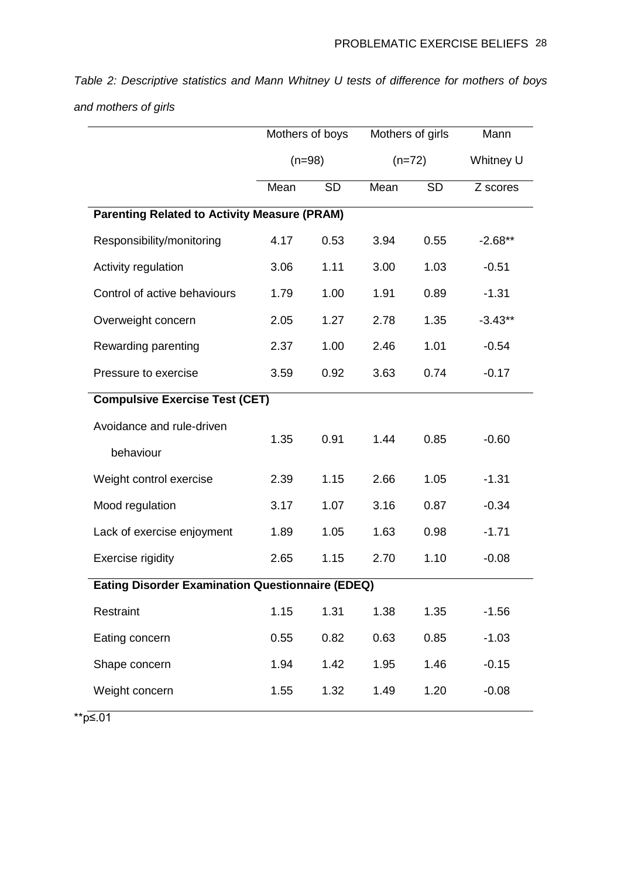*Table 2: Descriptive statistics and Mann Whitney U tests of difference for mothers of boys and mothers of girls*

| | Mothers of boys (n=98) | | Mothers of girls (n=72) | | Mann Whitney U |
|---|---|---|---|---|---|
| | Mean | SD | Mean | SD | Z scores |
| **Parenting Related to Activity Measure (PRAM)** | | | | | |
| Responsibility/monitoring | 4.17 | 0.53 | 3.94 | 0.55 | -2.68** |
| Activity regulation | 3.06 | 1.11 | 3.00 | 1.03 | -0.51 |
| Control of active behaviours | 1.79 | 1.00 | 1.91 | 0.89 | -1.31 |
| Overweight concern | 2.05 | 1.27 | 2.78 | 1.35 | -3.43** |
| Rewarding parenting | 2.37 | 1.00 | 2.46 | 1.01 | -0.54 |
| Pressure to exercise | 3.59 | 0.92 | 3.63 | 0.74 | -0.17 |
| **Compulsive Exercise Test (CET)** | | | | | |
| Avoidance and rule-driven behaviour | 1.35 | 0.91 | 1.44 | 0.85 | -0.60 |
| Weight control exercise | 2.39 | 1.15 | 2.66 | 1.05 | -1.31 |
| Mood regulation | 3.17 | 1.07 | 3.16 | 0.87 | -0.34 |
| Lack of exercise enjoyment | 1.89 | 1.05 | 1.63 | 0.98 | -1.71 |
| Exercise rigidity | 2.65 | 1.15 | 2.70 | 1.10 | -0.08 |
| **Eating Disorder Examination Questionnaire (EDEQ)** | | | | | |
| Restraint | 1.15 | 1.31 | 1.38 | 1.35 | -1.56 |
| Eating concern | 0.55 | 0.82 | 0.63 | 0.85 | -1.03 |
| Shape concern | 1.94 | 1.42 | 1.95 | 1.46 | -0.15 |
| Weight concern | 1.55 | 1.32 | 1.49 | 1.20 | -0.08 |

**$p \leq .01$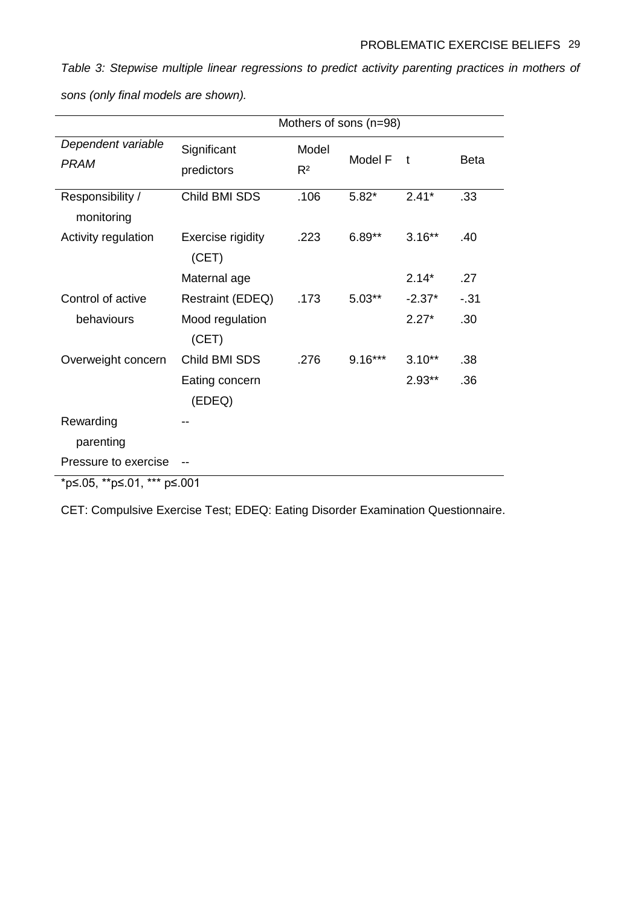*Table 3: Stepwise multiple linear regressions to predict activity parenting practices in mothers of sons (only final models are shown).*

| | Mothers of sons (n=98) | | | | |
|---|---|---|---|---|---|
| *Dependent variable PRAM* | Significant predictors | Model $R^2$ | Model F | t | Beta |
| Responsibility / monitoring | Child BMI SDS | .106 | 5.82* | 2.41* | .33 |
| Activity regulation | Exercise rigidity (CET) | .223 | 6.89** | 3.16** | .40 |
| | Maternal age | | | 2.14* | .27 |
| Control of active behaviours | Restraint (EDEQ) | .173 | 5.03** | -2.37* | -.31 |
| | Mood regulation (CET) | | | 2.27* | .30 |
| Overweight concern | Child BMI SDS | .276 | 9.16*** | 3.10** | .38 |
| | Eating concern (EDEQ) | | | 2.93** | .36 |
| Rewarding parenting | -- | | | | |
| Pressure to exercise | -- | | | | |

*p≤.05, **p≤.01, *** p≤.001

CET: Compulsive Exercise Test; EDEQ: Eating Disorder Examination Questionnaire.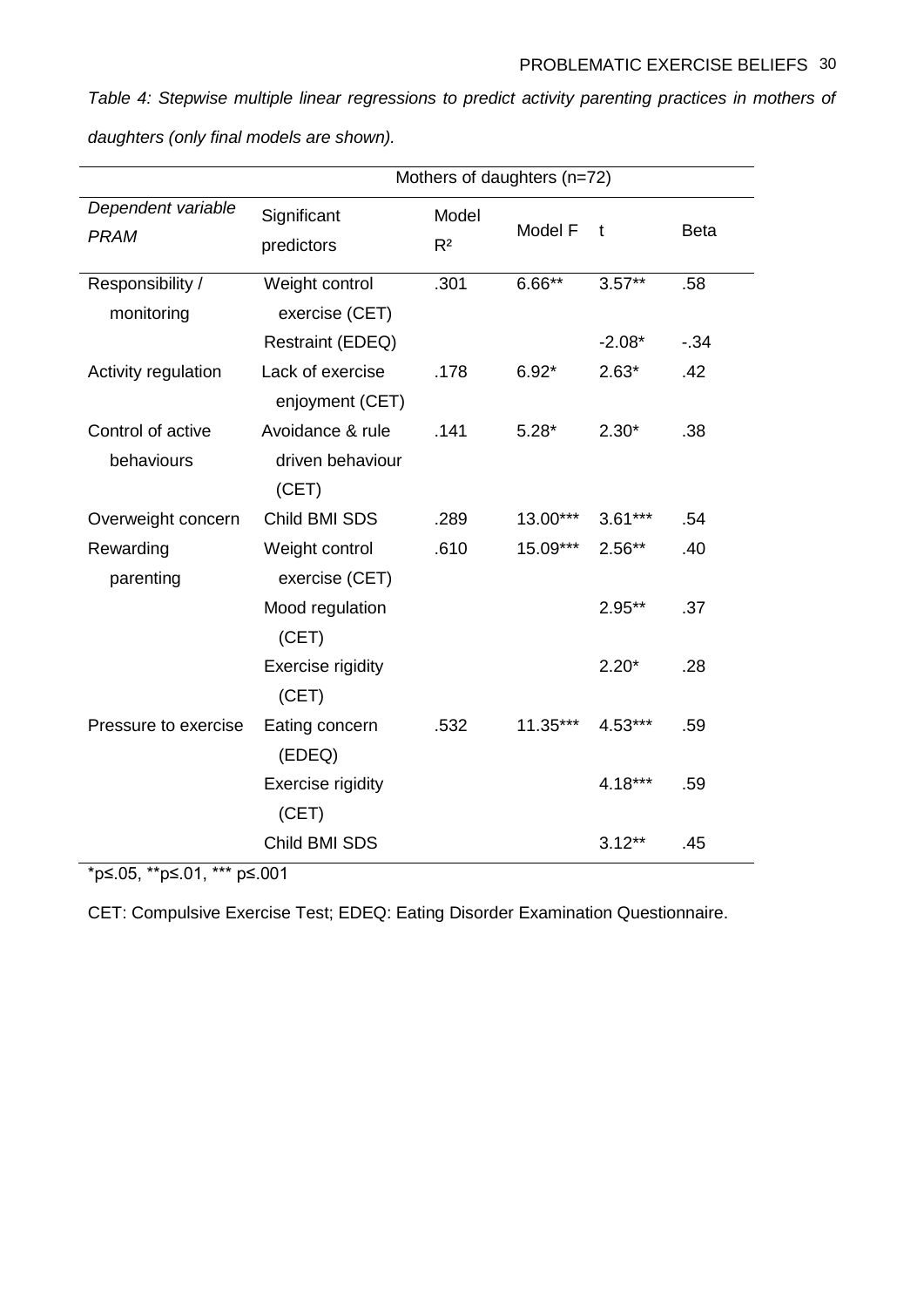*Table 4: Stepwise multiple linear regressions to predict activity parenting practices in mothers of daughters (only final models are shown).*

| | Mothers of daughters (n=72) | | | | |
|---|---|---|---|---|---|
| *Dependent variable PRAM* | Significant predictors | Model $R^2$ | Model F | t | Beta |
| Responsibility / monitoring | Weight control exercise (CET) | .301 | 6.66** | 3.57** | .58 |
| | Restraint (EDEQ) | | | -2.08* | -.34 |
| Activity regulation | Lack of exercise enjoyment (CET) | .178 | 6.92* | 2.63* | .42 |
| Control of active behaviours | Avoidance & rule driven behaviour (CET) | .141 | 5.28* | 2.30* | .38 |
| Overweight concern | Child BMI SDS | .289 | 13.00*** | 3.61*** | .54 |
| Rewarding parenting | Weight control exercise (CET) | .610 | 15.09*** | 2.56** | .40 |
| | Mood regulation (CET) | | | 2.95** | .37 |
| | Exercise rigidity (CET) | | | 2.20* | .28 |
| Pressure to exercise | Eating concern (EDEQ) | .532 | 11.35*** | 4.53*** | .59 |
| | Exercise rigidity (CET) | | | 4.18*** | .59 |
| | Child BMI SDS | | | 3.12** | .45 |

*p≤.05, **p≤.01, *** p≤.001

CET: Compulsive Exercise Test; EDEQ: Eating Disorder Examination Questionnaire.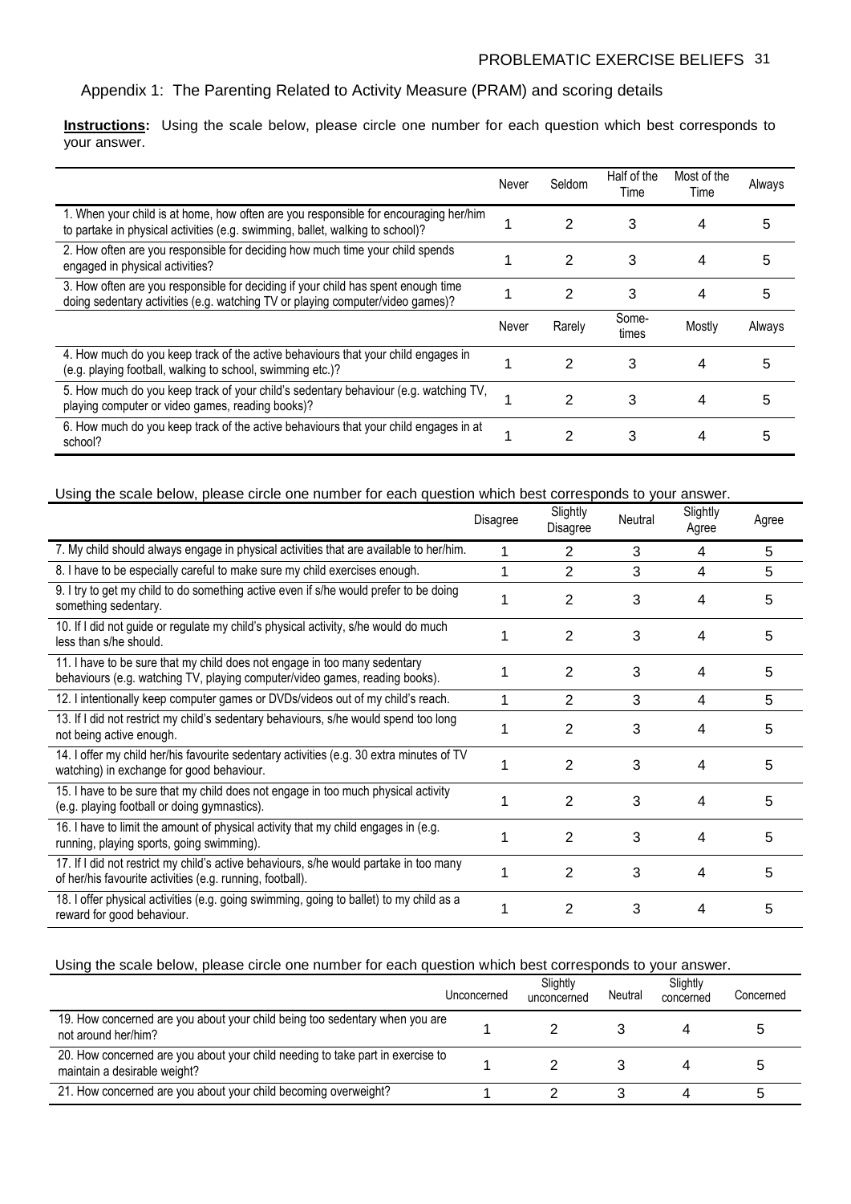Appendix 1: The Parenting Related to Activity Measure (PRAM) and scoring details

**Instructions:** Using the scale below, please circle one number for each question which best corresponds to your answer.

| | Never | Seldom | Half of the Time | Most of the Time | Always |
|---|---|---|---|---|---|
| 1. When your child is at home, how often are you responsible for encouraging her/him to partake in physical activities (e.g. swimming, ballet, walking to school)? | 1 | 2 | 3 | 4 | 5 |
| 2. How often are you responsible for deciding how much time your child spends engaged in physical activities? | 1 | 2 | 3 | 4 | 5 |
| 3. How often are you responsible for deciding if your child has spent enough time doing sedentary activities (e.g. watching TV or playing computer/video games)? | 1 | 2 | 3 | 4 | 5 |
| | Never | Rarely | Some-times | Mostly | Always |
| 4. How much do you keep track of the active behaviours that your child engages in (e.g. playing football, walking to school, swimming etc.)? | 1 | 2 | 3 | 4 | 5 |
| 5. How much do you keep track of your child's sedentary behaviour (e.g. watching TV, playing computer or video games, reading books)? | 1 | 2 | 3 | 4 | 5 |
| 6. How much do you keep track of the active behaviours that your child engages in at school? | 1 | 2 | 3 | 4 | 5 |

Using the scale below, please circle one number for each question which best corresponds to your answer.

| | Disagree | Slightly Disagree | Neutral | Slightly Agree | Agree |
|---|---|---|---|---|---|
| 7. My child should always engage in physical activities that are available to her/him. | 1 | 2 | 3 | 4 | 5 |
| 8. I have to be especially careful to make sure my child exercises enough. | 1 | 2 | 3 | 4 | 5 |
| 9. I try to get my child to do something active even if s/he would prefer to be doing something sedentary. | 1 | 2 | 3 | 4 | 5 |
| 10. If I did not guide or regulate my child's physical activity, s/he would do much less than s/he should. | 1 | 2 | 3 | 4 | 5 |
| 11. I have to be sure that my child does not engage in too many sedentary behaviours (e.g. watching TV, playing computer/video games, reading books). | 1 | 2 | 3 | 4 | 5 |
| 12. I intentionally keep computer games or DVDs/videos out of my child's reach. | 1 | 2 | 3 | 4 | 5 |
| 13. If I did not restrict my child's sedentary behaviours, s/he would spend too long not being active enough. | 1 | 2 | 3 | 4 | 5 |
| 14. I offer my child her/his favourite sedentary activities (e.g. 30 extra minutes of TV watching) in exchange for good behaviour. | 1 | 2 | 3 | 4 | 5 |
| 15. I have to be sure that my child does not engage in too much physical activity (e.g. playing football or doing gymnastics). | 1 | 2 | 3 | 4 | 5 |
| 16. I have to limit the amount of physical activity that my child engages in (e.g. running, playing sports, going swimming). | 1 | 2 | 3 | 4 | 5 |
| 17. If I did not restrict my child's active behaviours, s/he would partake in too many of her/his favourite activities (e.g. running, football). | 1 | 2 | 3 | 4 | 5 |
| 18. I offer physical activities (e.g. going swimming, going to ballet) to my child as a reward for good behaviour. | 1 | 2 | 3 | 4 | 5 |

Using the scale below, please circle one number for each question which best corresponds to your answer.

| | Unconcerned | Slightly unconcerned | Neutral | Slightly concerned | Concerned |
|---|---|---|---|---|---|
| 19. How concerned are you about your child being too sedentary when you are not around her/him? | 1 | 2 | 3 | 4 | 5 |
| 20. How concerned are you about your child needing to take part in exercise to maintain a desirable weight? | 1 | 2 | 3 | 4 | 5 |
| 21. How concerned are you about your child becoming overweight? | 1 | 2 | 3 | 4 | 5 |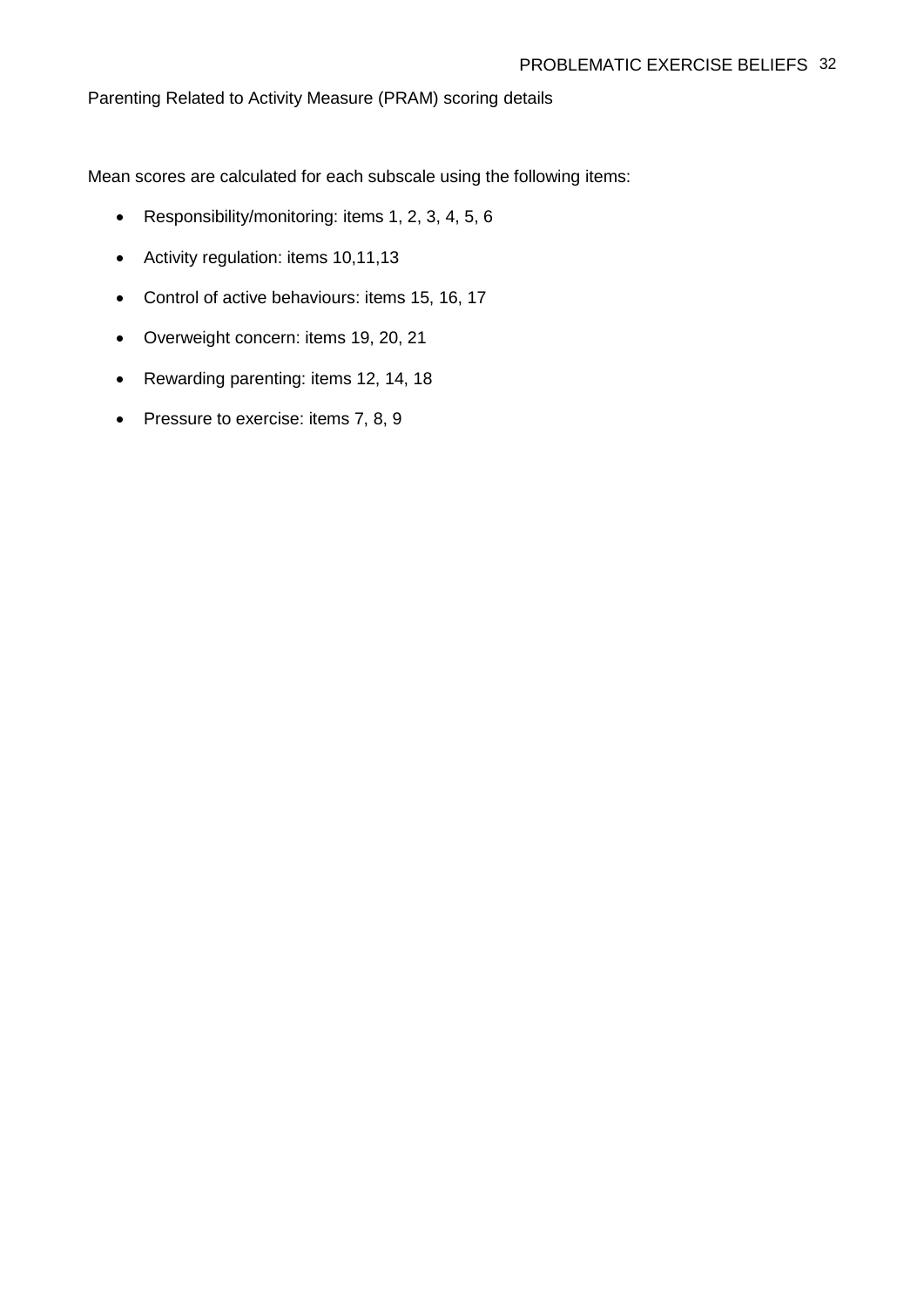Parenting Related to Activity Measure (PRAM) scoring details

Mean scores are calculated for each subscale using the following items:

- Responsibility/monitoring: items 1, 2, 3, 4, 5, 6
- Activity regulation: items 10,11,13
- Control of active behaviours: items 15, 16, 17
- Overweight concern: items 19, 20, 21
- Rewarding parenting: items 12, 14, 18
- Pressure to exercise: items 7, 8, 9